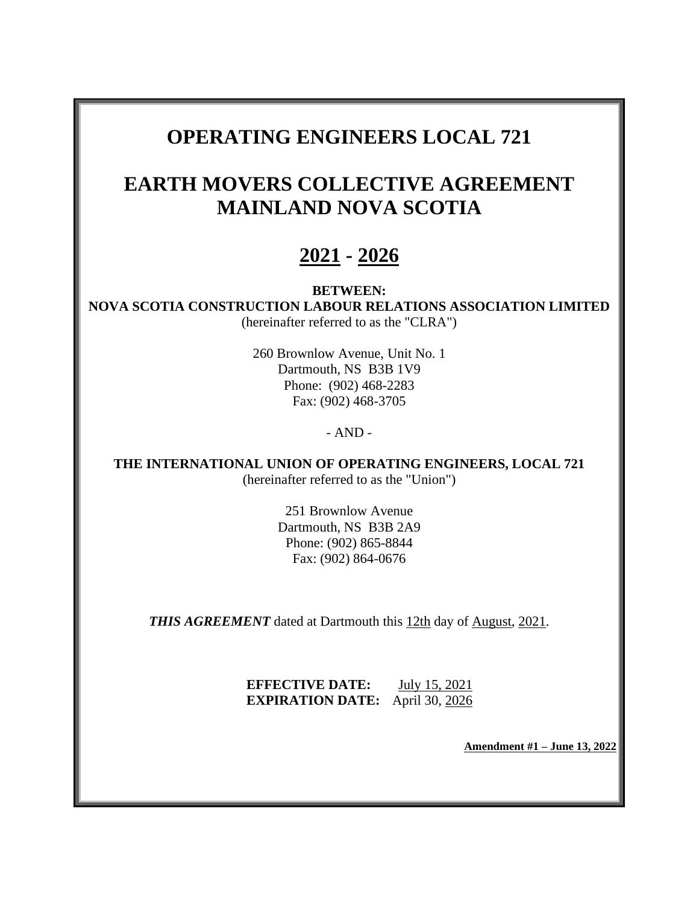# OPERATING ENGINEERS LOCAL 721

# EARTH MOVERS COLLECTIVE AGREEMENT MAINLAND NOVA SCOTIA

# 2021 - 2026

**BETWEEN:**

**NOVA SCOTIA CONSTRUCTION LABOUR RELATIONS ASSOCIATION LIMITED**
(hereinafter referred to as the "CLRA")

260 Brownlow Avenue, Unit No. 1
Dartmouth, NS B3B 1V9
Phone: (902) 468-2283
Fax: (902) 468-3705

- AND -

**THE INTERNATIONAL UNION OF OPERATING ENGINEERS, LOCAL 721**
(hereinafter referred to as the "Union")

251 Brownlow Avenue
Dartmouth, NS B3B 2A9
Phone: (902) 865-8844
Fax: (902) 864-0676

***THIS AGREEMENT*** dated at Dartmouth this 12th day of August, 2021.

**EFFECTIVE DATE:** July 15, 2021
**EXPIRATION DATE:** April 30, 2026

**Amendment #1 – June 13, 2022**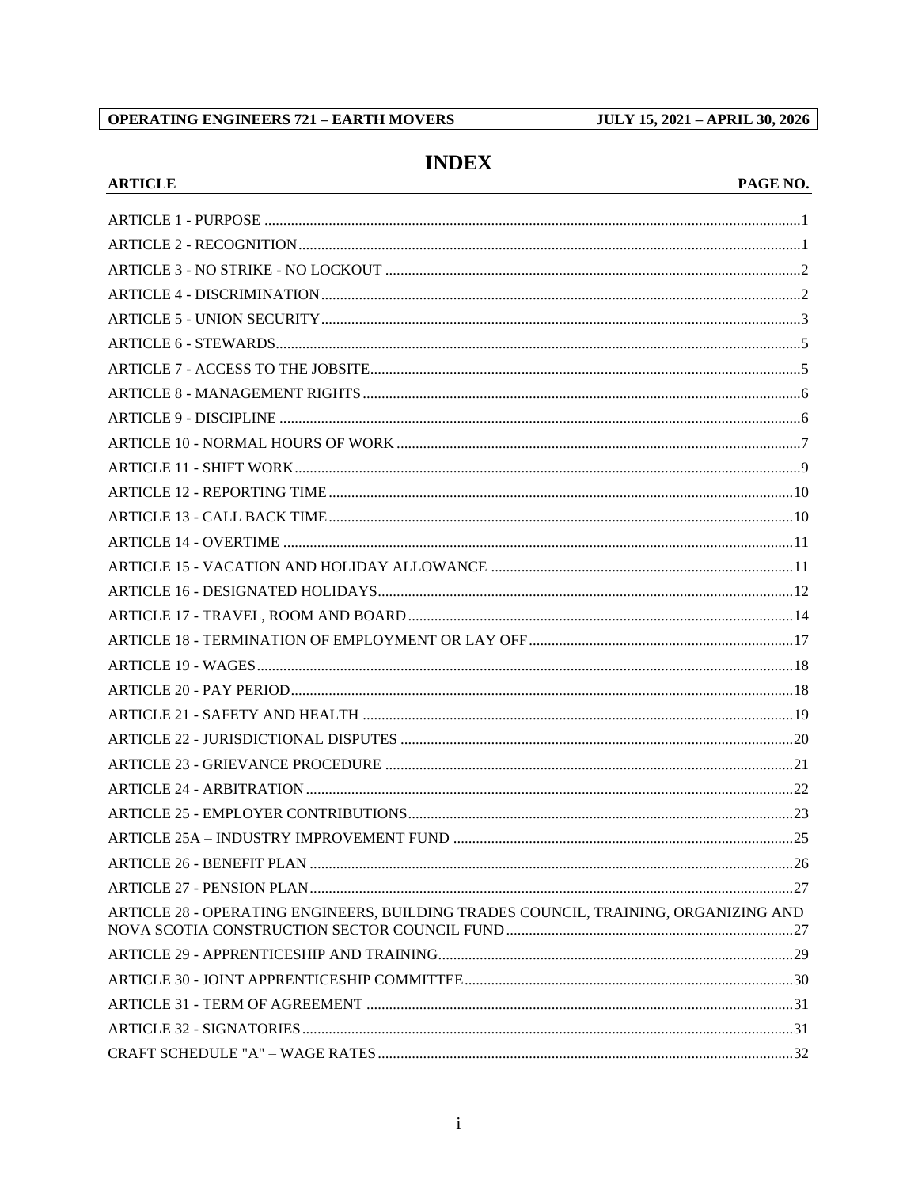# INDEX

| ARTICLE | PAGE NO. |
|---|---|
| ARTICLE 1 - PURPOSE | 1 |
| ARTICLE 2 - RECOGNITION | 1 |
| ARTICLE 3 - NO STRIKE - NO LOCKOUT | 2 |
| ARTICLE 4 - DISCRIMINATION | 2 |
| ARTICLE 5 - UNION SECURITY | 3 |
| ARTICLE 6 - STEWARDS | 5 |
| ARTICLE 7 - ACCESS TO THE JOBSITE | 5 |
| ARTICLE 8 - MANAGEMENT RIGHTS | 6 |
| ARTICLE 9 - DISCIPLINE | 6 |
| ARTICLE 10 - NORMAL HOURS OF WORK | 7 |
| ARTICLE 11 - SHIFT WORK | 9 |
| ARTICLE 12 - REPORTING TIME | 10 |
| ARTICLE 13 - CALL BACK TIME | 10 |
| ARTICLE 14 - OVERTIME | 11 |
| ARTICLE 15 - VACATION AND HOLIDAY ALLOWANCE | 11 |
| ARTICLE 16 - DESIGNATED HOLIDAYS | 12 |
| ARTICLE 17 - TRAVEL, ROOM AND BOARD | 14 |
| ARTICLE 18 - TERMINATION OF EMPLOYMENT OR LAY OFF | 17 |
| ARTICLE 19 - WAGES | 18 |
| ARTICLE 20 - PAY PERIOD | 18 |
| ARTICLE 21 - SAFETY AND HEALTH | 19 |
| ARTICLE 22 - JURISDICTIONAL DISPUTES | 20 |
| ARTICLE 23 - GRIEVANCE PROCEDURE | 21 |
| ARTICLE 24 - ARBITRATION | 22 |
| ARTICLE 25 - EMPLOYER CONTRIBUTIONS | 23 |
| ARTICLE 25A – INDUSTRY IMPROVEMENT FUND | 25 |
| ARTICLE 26 - BENEFIT PLAN | 26 |
| ARTICLE 27 - PENSION PLAN | 27 |
| ARTICLE 28 - OPERATING ENGINEERS, BUILDING TRADES COUNCIL, TRAINING, ORGANIZING AND NOVA SCOTIA CONSTRUCTION SECTOR COUNCIL FUND | 27 |
| ARTICLE 29 - APPRENTICESHIP AND TRAINING | 29 |
| ARTICLE 30 - JOINT APPRENTICESHIP COMMITTEE | 30 |
| ARTICLE 31 - TERM OF AGREEMENT | 31 |
| ARTICLE 32 - SIGNATORIES | 31 |
| CRAFT SCHEDULE "A" – WAGE RATES | 32 |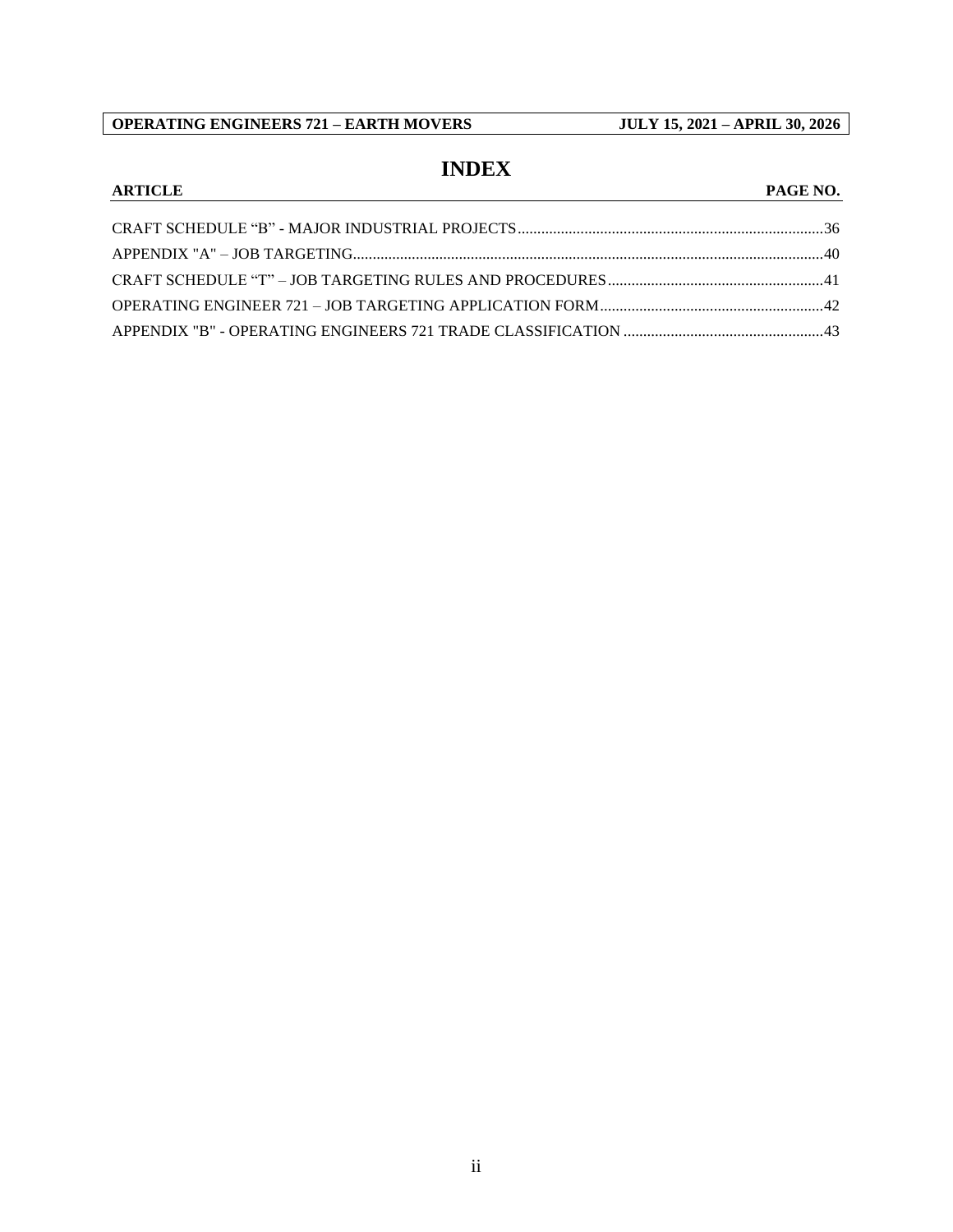# INDEX

| ARTICLE | PAGE NO. |
|---|---|
| CRAFT SCHEDULE “B” - MAJOR INDUSTRIAL PROJECTS | 36 |
| APPENDIX "A" – JOB TARGETING | 40 |
| CRAFT SCHEDULE “T” – JOB TARGETING RULES AND PROCEDURES | 41 |
| OPERATING ENGINEER 721 – JOB TARGETING APPLICATION FORM | 42 |
| APPENDIX "B" - OPERATING ENGINEERS 721 TRADE CLASSIFICATION | 43 |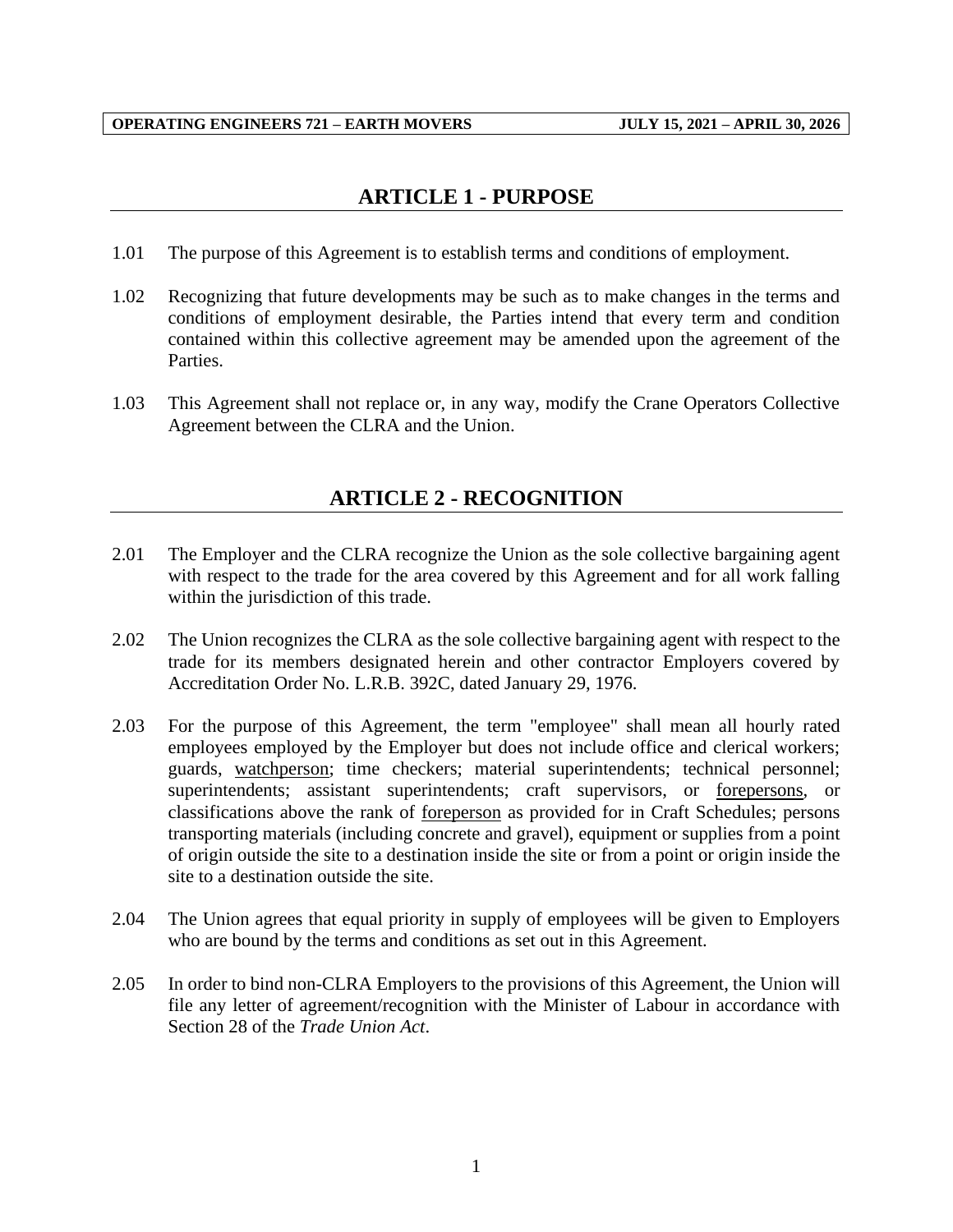## ARTICLE 1 - PURPOSE

1.01 The purpose of this Agreement is to establish terms and conditions of employment.

1.02 Recognizing that future developments may be such as to make changes in the terms and conditions of employment desirable, the Parties intend that every term and condition contained within this collective agreement may be amended upon the agreement of the Parties.

1.03 This Agreement shall not replace or, in any way, modify the Crane Operators Collective Agreement between the CLRA and the Union.

## ARTICLE 2 - RECOGNITION

2.01 The Employer and the CLRA recognize the Union as the sole collective bargaining agent with respect to the trade for the area covered by this Agreement and for all work falling within the jurisdiction of this trade.

2.02 The Union recognizes the CLRA as the sole collective bargaining agent with respect to the trade for its members designated herein and other contractor Employers covered by Accreditation Order No. L.R.B. 392C, dated January 29, 1976.

2.03 For the purpose of this Agreement, the term "employee" shall mean all hourly rated employees employed by the Employer but does not include office and clerical workers; guards, watchperson; time checkers; material superintendents; technical personnel; superintendents; assistant superintendents; craft supervisors, or forepersons, or classifications above the rank of foreperson as provided for in Craft Schedules; persons transporting materials (including concrete and gravel), equipment or supplies from a point of origin outside the site to a destination inside the site or from a point or origin inside the site to a destination outside the site.

2.04 The Union agrees that equal priority in supply of employees will be given to Employers who are bound by the terms and conditions as set out in this Agreement.

2.05 In order to bind non-CLRA Employers to the provisions of this Agreement, the Union will file any letter of agreement/recognition with the Minister of Labour in accordance with Section 28 of the *Trade Union Act*.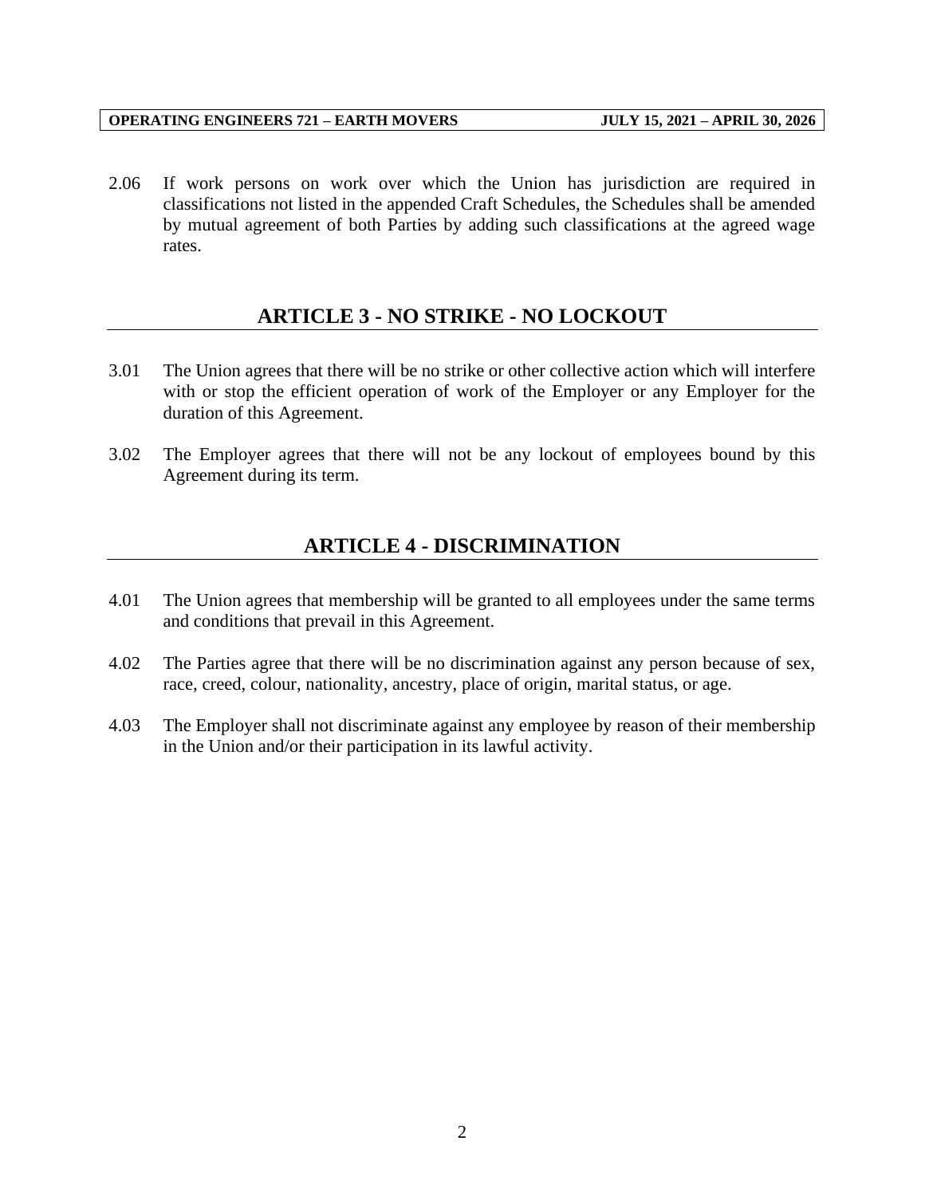2.06 If work persons on work over which the Union has jurisdiction are required in classifications not listed in the appended Craft Schedules, the Schedules shall be amended by mutual agreement of both Parties by adding such classifications at the agreed wage rates.

## ARTICLE 3 - NO STRIKE - NO LOCKOUT

3.01 The Union agrees that there will be no strike or other collective action which will interfere with or stop the efficient operation of work of the Employer or any Employer for the duration of this Agreement.

3.02 The Employer agrees that there will not be any lockout of employees bound by this Agreement during its term.

## ARTICLE 4 - DISCRIMINATION

4.01 The Union agrees that membership will be granted to all employees under the same terms and conditions that prevail in this Agreement.

4.02 The Parties agree that there will be no discrimination against any person because of sex, race, creed, colour, nationality, ancestry, place of origin, marital status, or age.

4.03 The Employer shall not discriminate against any employee by reason of their membership in the Union and/or their participation in its lawful activity.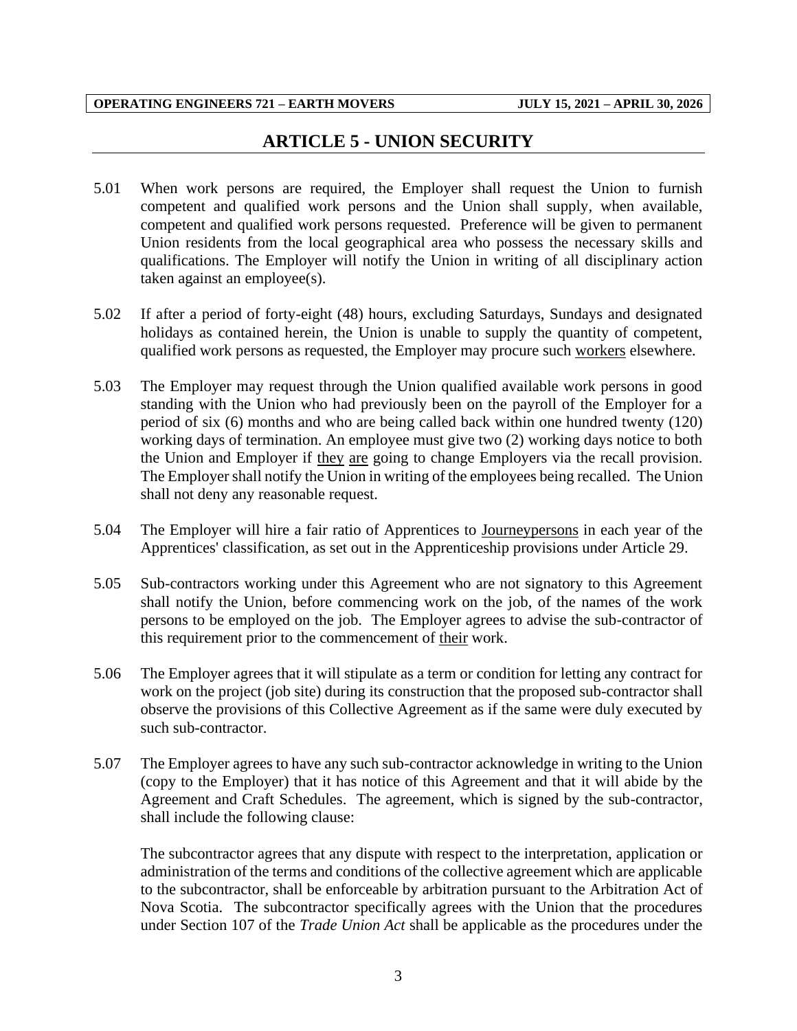## ARTICLE 5 - UNION SECURITY

5.01 When work persons are required, the Employer shall request the Union to furnish competent and qualified work persons and the Union shall supply, when available, competent and qualified work persons requested. Preference will be given to permanent Union residents from the local geographical area who possess the necessary skills and qualifications. The Employer will notify the Union in writing of all disciplinary action taken against an employee(s).

5.02 If after a period of forty-eight (48) hours, excluding Saturdays, Sundays and designated holidays as contained herein, the Union is unable to supply the quantity of competent, qualified work persons as requested, the Employer may procure such workers elsewhere.

5.03 The Employer may request through the Union qualified available work persons in good standing with the Union who had previously been on the payroll of the Employer for a period of six (6) months and who are being called back within one hundred twenty (120) working days of termination. An employee must give two (2) working days notice to both the Union and Employer if they are going to change Employers via the recall provision. The Employer shall notify the Union in writing of the employees being recalled. The Union shall not deny any reasonable request.

5.04 The Employer will hire a fair ratio of Apprentices to Journeypersons in each year of the Apprentices' classification, as set out in the Apprenticeship provisions under Article 29.

5.05 Sub-contractors working under this Agreement who are not signatory to this Agreement shall notify the Union, before commencing work on the job, of the names of the work persons to be employed on the job. The Employer agrees to advise the sub-contractor of this requirement prior to the commencement of their work.

5.06 The Employer agrees that it will stipulate as a term or condition for letting any contract for work on the project (job site) during its construction that the proposed sub-contractor shall observe the provisions of this Collective Agreement as if the same were duly executed by such sub-contractor.

5.07 The Employer agrees to have any such sub-contractor acknowledge in writing to the Union (copy to the Employer) that it has notice of this Agreement and that it will abide by the Agreement and Craft Schedules. The agreement, which is signed by the sub-contractor, shall include the following clause:

The subcontractor agrees that any dispute with respect to the interpretation, application or administration of the terms and conditions of the collective agreement which are applicable to the subcontractor, shall be enforceable by arbitration pursuant to the Arbitration Act of Nova Scotia. The subcontractor specifically agrees with the Union that the procedures under Section 107 of the *Trade Union Act* shall be applicable as the procedures under the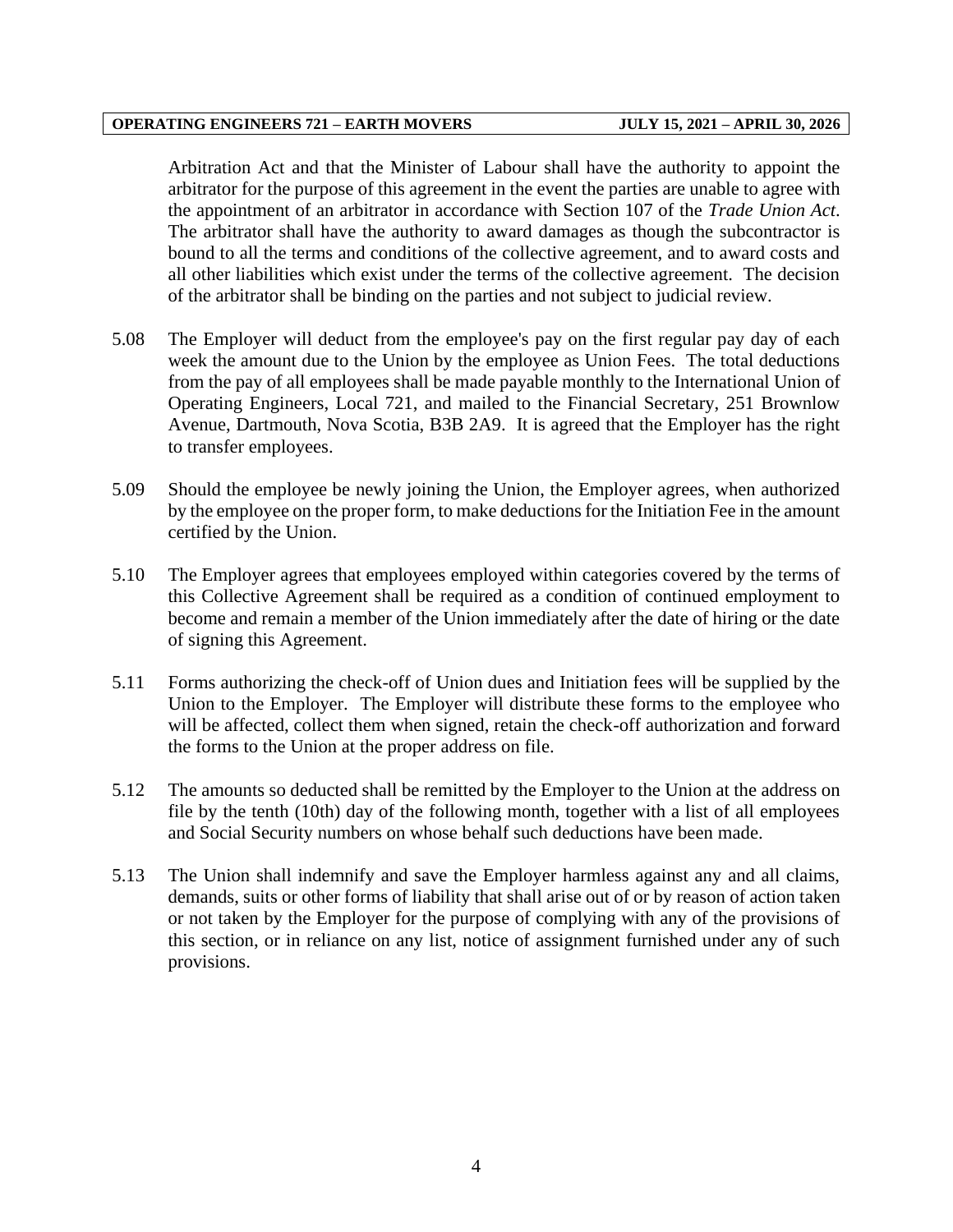Arbitration Act and that the Minister of Labour shall have the authority to appoint the arbitrator for the purpose of this agreement in the event the parties are unable to agree with the appointment of an arbitrator in accordance with Section 107 of the *Trade Union Act*. The arbitrator shall have the authority to award damages as though the subcontractor is bound to all the terms and conditions of the collective agreement, and to award costs and all other liabilities which exist under the terms of the collective agreement. The decision of the arbitrator shall be binding on the parties and not subject to judicial review.

5.08 The Employer will deduct from the employee's pay on the first regular pay day of each week the amount due to the Union by the employee as Union Fees. The total deductions from the pay of all employees shall be made payable monthly to the International Union of Operating Engineers, Local 721, and mailed to the Financial Secretary, 251 Brownlow Avenue, Dartmouth, Nova Scotia, B3B 2A9. It is agreed that the Employer has the right to transfer employees.

5.09 Should the employee be newly joining the Union, the Employer agrees, when authorized by the employee on the proper form, to make deductions for the Initiation Fee in the amount certified by the Union.

5.10 The Employer agrees that employees employed within categories covered by the terms of this Collective Agreement shall be required as a condition of continued employment to become and remain a member of the Union immediately after the date of hiring or the date of signing this Agreement.

5.11 Forms authorizing the check-off of Union dues and Initiation fees will be supplied by the Union to the Employer. The Employer will distribute these forms to the employee who will be affected, collect them when signed, retain the check-off authorization and forward the forms to the Union at the proper address on file.

5.12 The amounts so deducted shall be remitted by the Employer to the Union at the address on file by the tenth (10th) day of the following month, together with a list of all employees and Social Security numbers on whose behalf such deductions have been made.

5.13 The Union shall indemnify and save the Employer harmless against any and all claims, demands, suits or other forms of liability that shall arise out of or by reason of action taken or not taken by the Employer for the purpose of complying with any of the provisions of this section, or in reliance on any list, notice of assignment furnished under any of such provisions.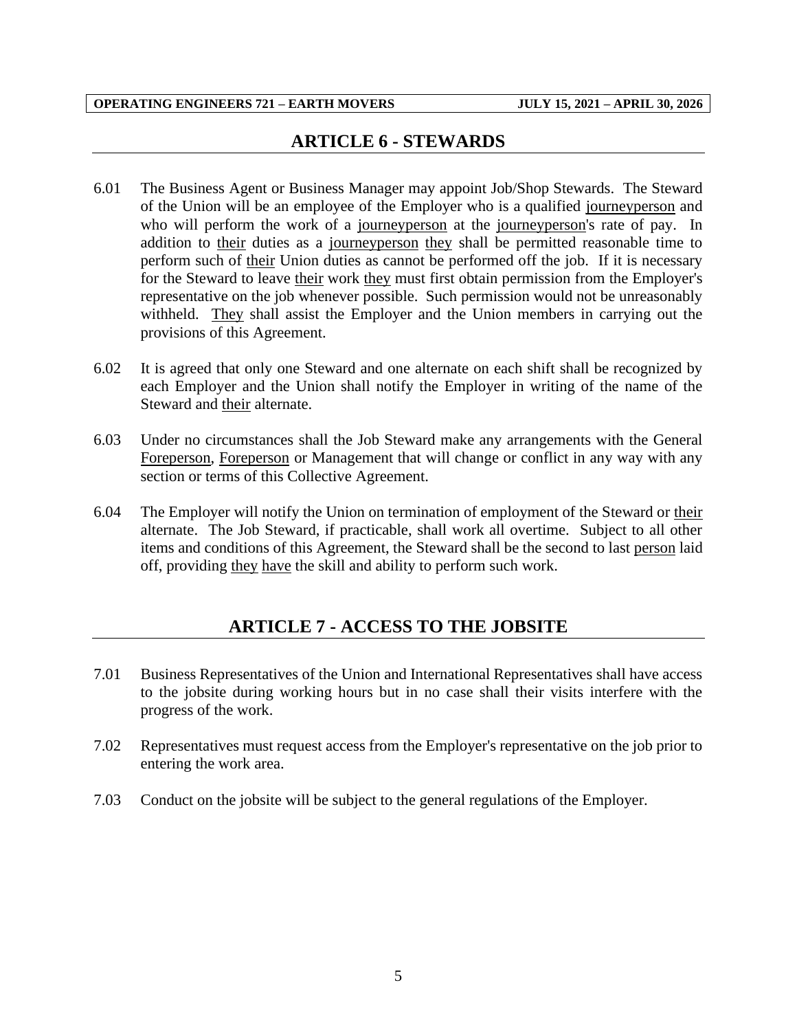## ARTICLE 6 - STEWARDS

6.01 The Business Agent or Business Manager may appoint Job/Shop Stewards. The Steward of the Union will be an employee of the Employer who is a qualified journeyperson and who will perform the work of a journeyperson at the journeyperson's rate of pay. In addition to their duties as a journeyperson they shall be permitted reasonable time to perform such of their Union duties as cannot be performed off the job. If it is necessary for the Steward to leave their work they must first obtain permission from the Employer's representative on the job whenever possible. Such permission would not be unreasonably withheld. They shall assist the Employer and the Union members in carrying out the provisions of this Agreement.

6.02 It is agreed that only one Steward and one alternate on each shift shall be recognized by each Employer and the Union shall notify the Employer in writing of the name of the Steward and their alternate.

6.03 Under no circumstances shall the Job Steward make any arrangements with the General Foreperson, Foreperson or Management that will change or conflict in any way with any section or terms of this Collective Agreement.

6.04 The Employer will notify the Union on termination of employment of the Steward or their alternate. The Job Steward, if practicable, shall work all overtime. Subject to all other items and conditions of this Agreement, the Steward shall be the second to last person laid off, providing they have the skill and ability to perform such work.

## ARTICLE 7 - ACCESS TO THE JOBSITE

7.01 Business Representatives of the Union and International Representatives shall have access to the jobsite during working hours but in no case shall their visits interfere with the progress of the work.

7.02 Representatives must request access from the Employer's representative on the job prior to entering the work area.

7.03 Conduct on the jobsite will be subject to the general regulations of the Employer.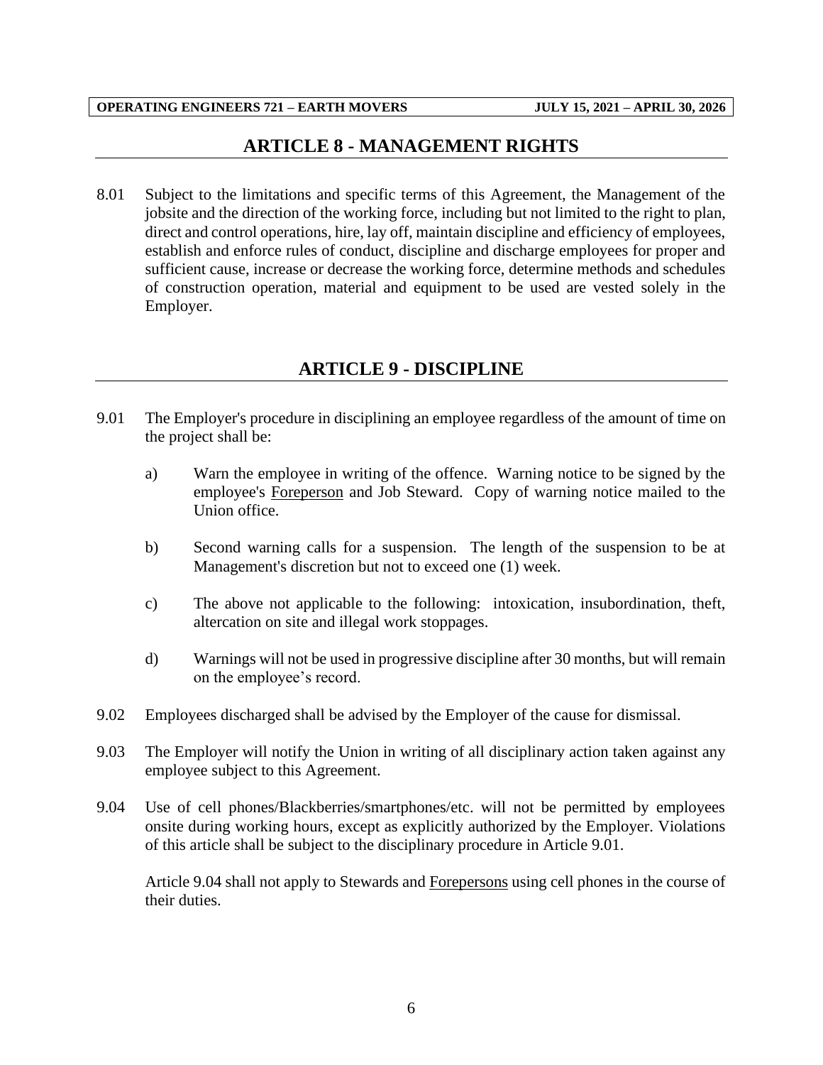## ARTICLE 8 - MANAGEMENT RIGHTS

8.01 Subject to the limitations and specific terms of this Agreement, the Management of the jobsite and the direction of the working force, including but not limited to the right to plan, direct and control operations, hire, lay off, maintain discipline and efficiency of employees, establish and enforce rules of conduct, discipline and discharge employees for proper and sufficient cause, increase or decrease the working force, determine methods and schedules of construction operation, material and equipment to be used are vested solely in the Employer.

## ARTICLE 9 - DISCIPLINE

9.01 The Employer's procedure in disciplining an employee regardless of the amount of time on the project shall be:

a) Warn the employee in writing of the offence. Warning notice to be signed by the employee's Foreperson and Job Steward. Copy of warning notice mailed to the Union office.

b) Second warning calls for a suspension. The length of the suspension to be at Management's discretion but not to exceed one (1) week.

c) The above not applicable to the following: intoxication, insubordination, theft, altercation on site and illegal work stoppages.

d) Warnings will not be used in progressive discipline after 30 months, but will remain on the employee's record.

9.02 Employees discharged shall be advised by the Employer of the cause for dismissal.

9.03 The Employer will notify the Union in writing of all disciplinary action taken against any employee subject to this Agreement.

9.04 Use of cell phones/Blackberries/smartphones/etc. will not be permitted by employees onsite during working hours, except as explicitly authorized by the Employer. Violations of this article shall be subject to the disciplinary procedure in Article 9.01.

Article 9.04 shall not apply to Stewards and Forepersons using cell phones in the course of their duties.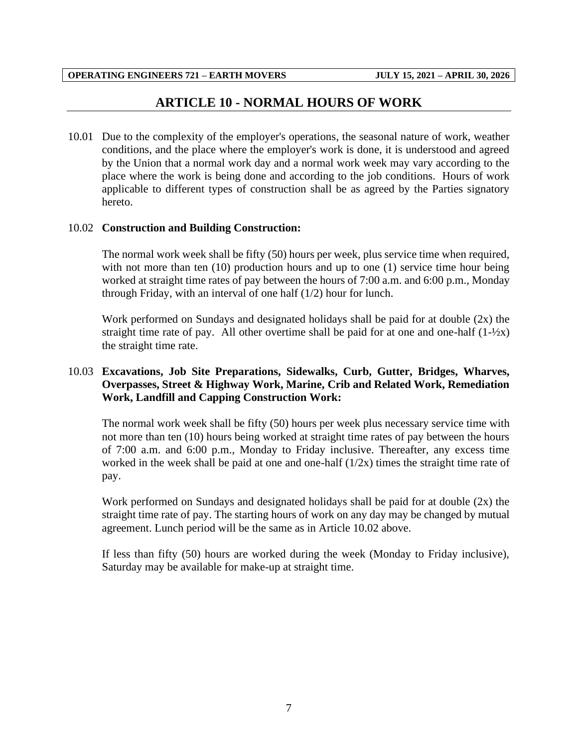## ARTICLE 10 - NORMAL HOURS OF WORK

10.01 Due to the complexity of the employer's operations, the seasonal nature of work, weather conditions, and the place where the employer's work is done, it is understood and agreed by the Union that a normal work day and a normal work week may vary according to the place where the work is being done and according to the job conditions. Hours of work applicable to different types of construction shall be as agreed by the Parties signatory hereto.

10.02 **Construction and Building Construction:**

The normal work week shall be fifty (50) hours per week, plus service time when required, with not more than ten (10) production hours and up to one (1) service time hour being worked at straight time rates of pay between the hours of 7:00 a.m. and 6:00 p.m., Monday through Friday, with an interval of one half (1/2) hour for lunch.

Work performed on Sundays and designated holidays shall be paid for at double (2x) the straight time rate of pay. All other overtime shall be paid for at one and one-half (1-½x) the straight time rate.

10.03 **Excavations, Job Site Preparations, Sidewalks, Curb, Gutter, Bridges, Wharves, Overpasses, Street & Highway Work, Marine, Crib and Related Work, Remediation Work, Landfill and Capping Construction Work:**

The normal work week shall be fifty (50) hours per week plus necessary service time with not more than ten (10) hours being worked at straight time rates of pay between the hours of 7:00 a.m. and 6:00 p.m., Monday to Friday inclusive. Thereafter, any excess time worked in the week shall be paid at one and one-half (1/2x) times the straight time rate of pay.

Work performed on Sundays and designated holidays shall be paid for at double (2x) the straight time rate of pay. The starting hours of work on any day may be changed by mutual agreement. Lunch period will be the same as in Article 10.02 above.

If less than fifty (50) hours are worked during the week (Monday to Friday inclusive), Saturday may be available for make-up at straight time.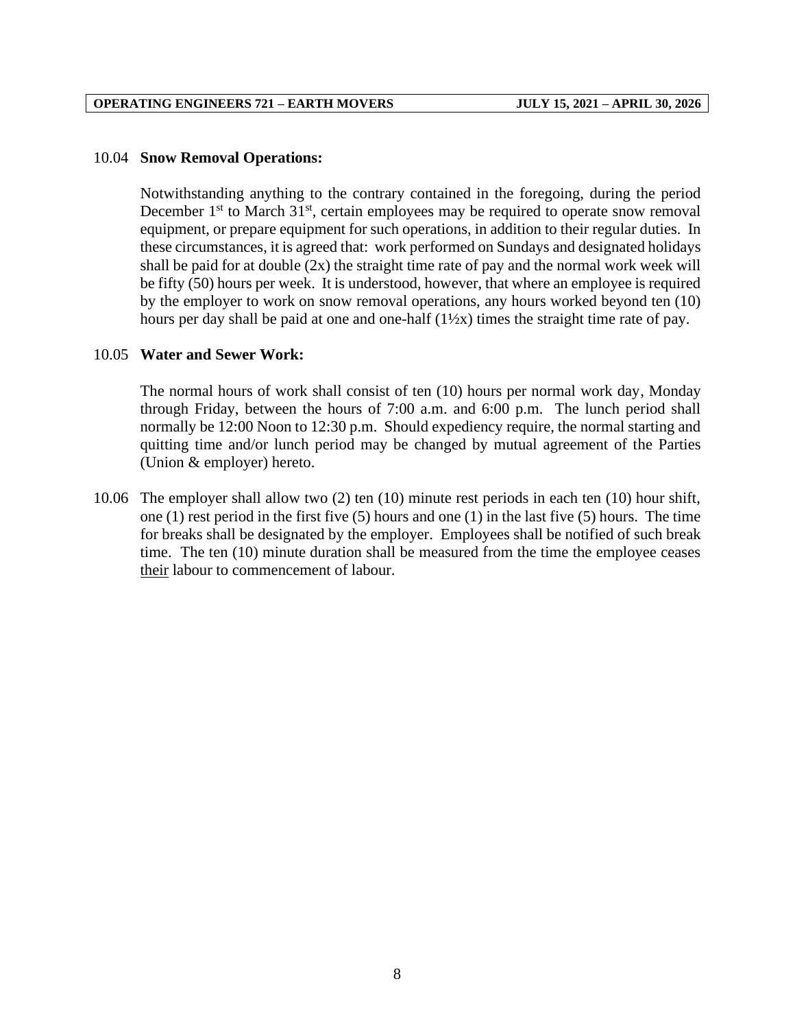10.04 **Snow Removal Operations:**

Notwithstanding anything to the contrary contained in the foregoing, during the period December 1st to March 31st, certain employees may be required to operate snow removal equipment, or prepare equipment for such operations, in addition to their regular duties. In these circumstances, it is agreed that: work performed on Sundays and designated holidays shall be paid for at double (2x) the straight time rate of pay and the normal work week will be fifty (50) hours per week. It is understood, however, that where an employee is required by the employer to work on snow removal operations, any hours worked beyond ten (10) hours per day shall be paid at one and one-half (1½x) times the straight time rate of pay.

10.05 **Water and Sewer Work:**

The normal hours of work shall consist of ten (10) hours per normal work day, Monday through Friday, between the hours of 7:00 a.m. and 6:00 p.m. The lunch period shall normally be 12:00 Noon to 12:30 p.m. Should expediency require, the normal starting and quitting time and/or lunch period may be changed by mutual agreement of the Parties (Union & employer) hereto.

10.06 The employer shall allow two (2) ten (10) minute rest periods in each ten (10) hour shift, one (1) rest period in the first five (5) hours and one (1) in the last five (5) hours. The time for breaks shall be designated by the employer. Employees shall be notified of such break time. The ten (10) minute duration shall be measured from the time the employee ceases their labour to commencement of labour.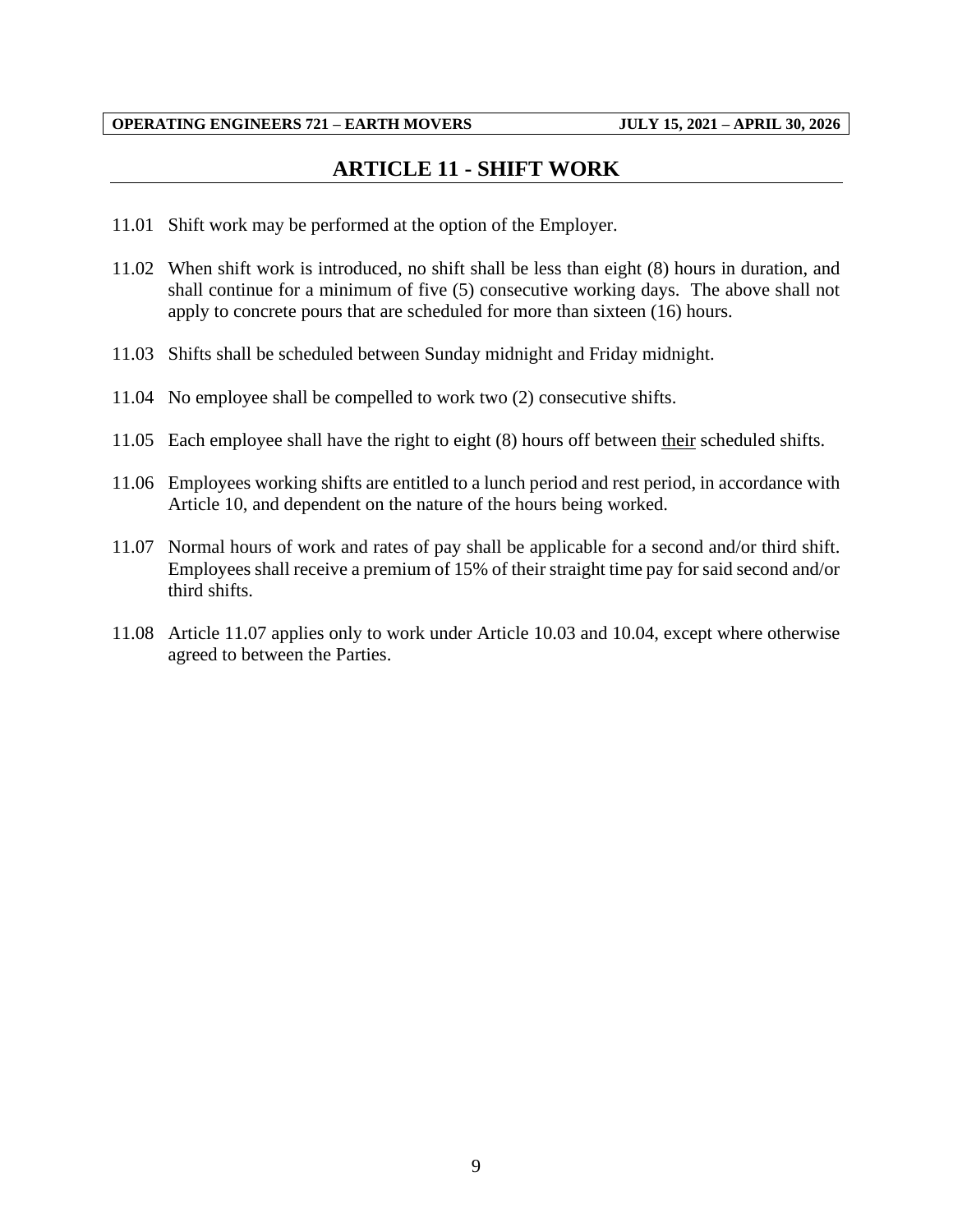# ARTICLE 11 - SHIFT WORK

11.01 Shift work may be performed at the option of the Employer.

11.02 When shift work is introduced, no shift shall be less than eight (8) hours in duration, and shall continue for a minimum of five (5) consecutive working days. The above shall not apply to concrete pours that are scheduled for more than sixteen (16) hours.

11.03 Shifts shall be scheduled between Sunday midnight and Friday midnight.

11.04 No employee shall be compelled to work two (2) consecutive shifts.

11.05 Each employee shall have the right to eight (8) hours off between <u>their</u> scheduled shifts.

11.06 Employees working shifts are entitled to a lunch period and rest period, in accordance with Article 10, and dependent on the nature of the hours being worked.

11.07 Normal hours of work and rates of pay shall be applicable for a second and/or third shift. Employees shall receive a premium of 15% of their straight time pay for said second and/or third shifts.

11.08 Article 11.07 applies only to work under Article 10.03 and 10.04, except where otherwise agreed to between the Parties.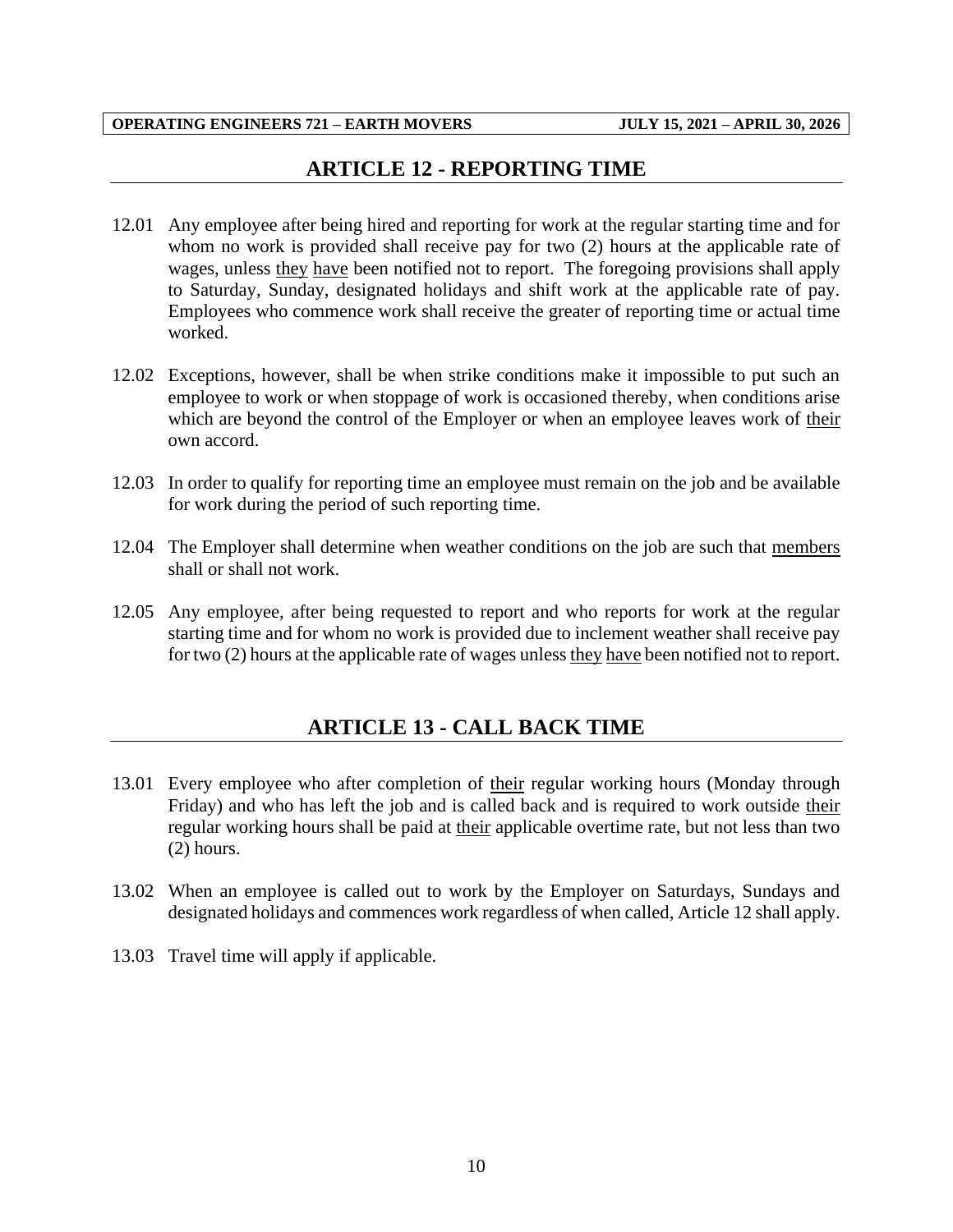## ARTICLE 12 - REPORTING TIME

12.01 Any employee after being hired and reporting for work at the regular starting time and for whom no work is provided shall receive pay for two (2) hours at the applicable rate of wages, unless they have been notified not to report. The foregoing provisions shall apply to Saturday, Sunday, designated holidays and shift work at the applicable rate of pay. Employees who commence work shall receive the greater of reporting time or actual time worked.

12.02 Exceptions, however, shall be when strike conditions make it impossible to put such an employee to work or when stoppage of work is occasioned thereby, when conditions arise which are beyond the control of the Employer or when an employee leaves work of their own accord.

12.03 In order to qualify for reporting time an employee must remain on the job and be available for work during the period of such reporting time.

12.04 The Employer shall determine when weather conditions on the job are such that members shall or shall not work.

12.05 Any employee, after being requested to report and who reports for work at the regular starting time and for whom no work is provided due to inclement weather shall receive pay for two (2) hours at the applicable rate of wages unless they have been notified not to report.

## ARTICLE 13 - CALL BACK TIME

13.01 Every employee who after completion of their regular working hours (Monday through Friday) and who has left the job and is called back and is required to work outside their regular working hours shall be paid at their applicable overtime rate, but not less than two (2) hours.

13.02 When an employee is called out to work by the Employer on Saturdays, Sundays and designated holidays and commences work regardless of when called, Article 12 shall apply.

13.03 Travel time will apply if applicable.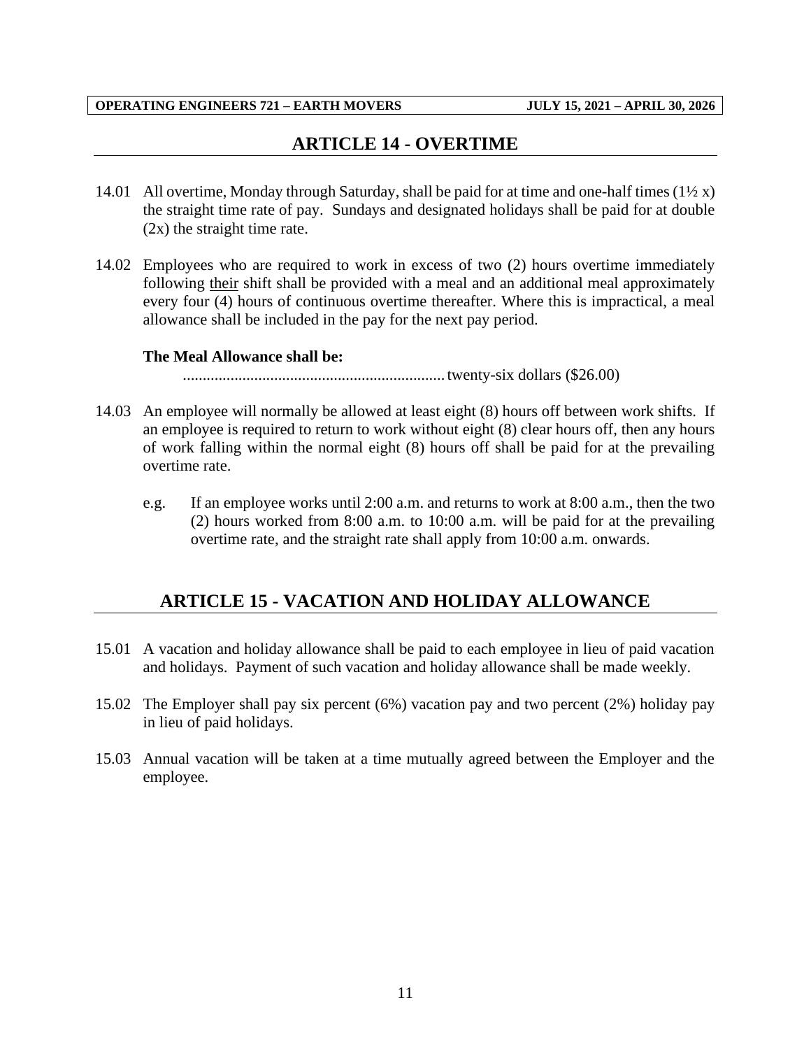## ARTICLE 14 - OVERTIME

14.01 All overtime, Monday through Saturday, shall be paid for at time and one-half times (1½ x) the straight time rate of pay. Sundays and designated holidays shall be paid for at double (2x) the straight time rate.

14.02 Employees who are required to work in excess of two (2) hours overtime immediately following their shift shall be provided with a meal and an additional meal approximately every four (4) hours of continuous overtime thereafter. Where this is impractical, a meal allowance shall be included in the pay for the next pay period.

**The Meal Allowance shall be:**

.................................................................. twenty-six dollars ($26.00)

14.03 An employee will normally be allowed at least eight (8) hours off between work shifts. If an employee is required to return to work without eight (8) clear hours off, then any hours of work falling within the normal eight (8) hours off shall be paid for at the prevailing overtime rate.

e.g. If an employee works until 2:00 a.m. and returns to work at 8:00 a.m., then the two (2) hours worked from 8:00 a.m. to 10:00 a.m. will be paid for at the prevailing overtime rate, and the straight rate shall apply from 10:00 a.m. onwards.

## ARTICLE 15 - VACATION AND HOLIDAY ALLOWANCE

15.01 A vacation and holiday allowance shall be paid to each employee in lieu of paid vacation and holidays. Payment of such vacation and holiday allowance shall be made weekly.

15.02 The Employer shall pay six percent (6%) vacation pay and two percent (2%) holiday pay in lieu of paid holidays.

15.03 Annual vacation will be taken at a time mutually agreed between the Employer and the employee.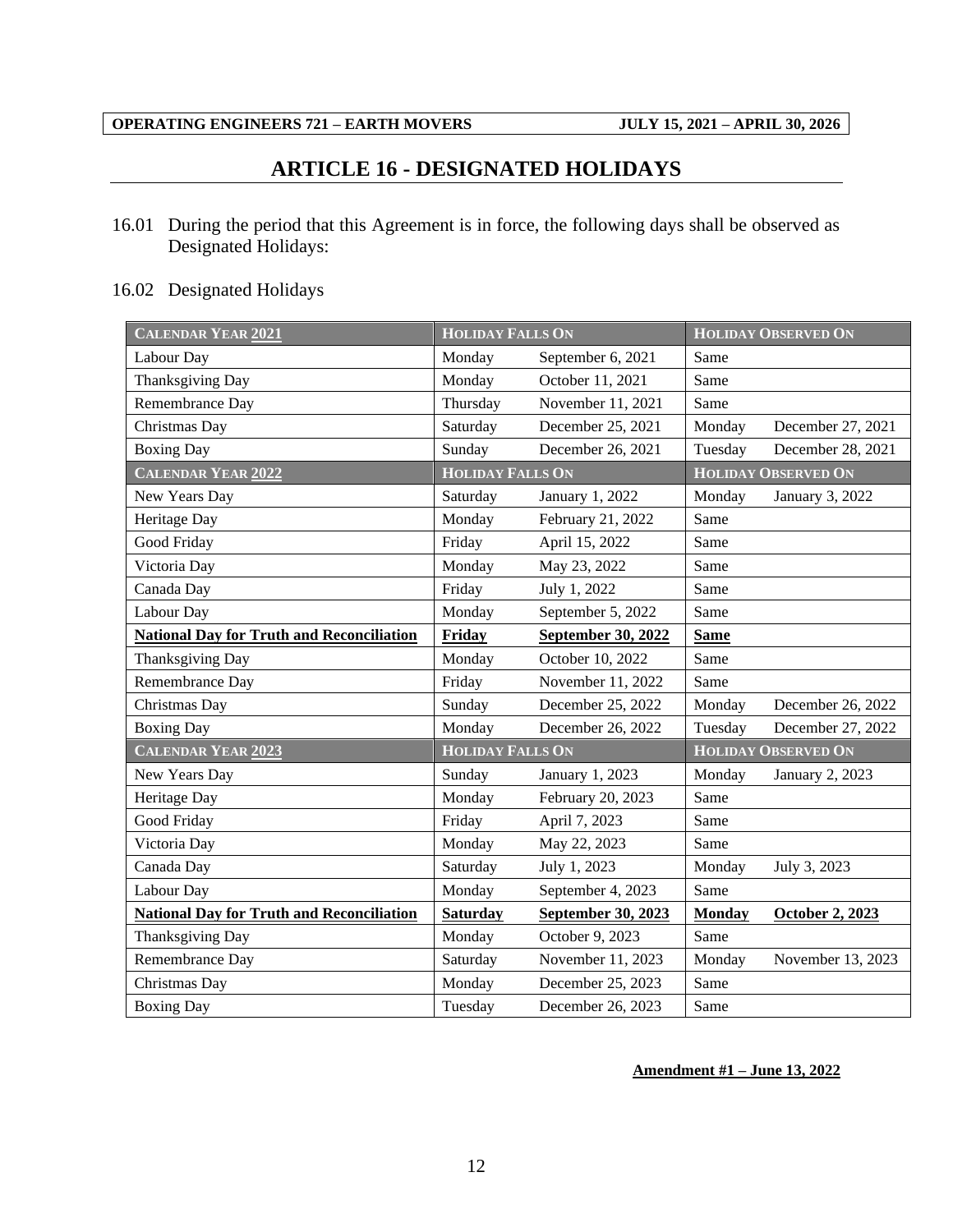# ARTICLE 16 - DESIGNATED HOLIDAYS

16.01 During the period that this Agreement is in force, the following days shall be observed as Designated Holidays:

16.02 Designated Holidays

| CALENDAR YEAR 2021 | HOLIDAY FALLS ON | | HOLIDAY OBSERVED ON | |
|---|---|---|---|---|
| Labour Day | Monday | September 6, 2021 | Same | |
| Thanksgiving Day | Monday | October 11, 2021 | Same | |
| Remembrance Day | Thursday | November 11, 2021 | Same | |
| Christmas Day | Saturday | December 25, 2021 | Monday | December 27, 2021 |
| Boxing Day | Sunday | December 26, 2021 | Tuesday | December 28, 2021 |
| **CALENDAR YEAR 2022** | **HOLIDAY FALLS ON** | | **HOLIDAY OBSERVED ON** | |
| New Years Day | Saturday | January 1, 2022 | Monday | January 3, 2022 |
| Heritage Day | Monday | February 21, 2022 | Same | |
| Good Friday | Friday | April 15, 2022 | Same | |
| Victoria Day | Monday | May 23, 2022 | Same | |
| Canada Day | Friday | July 1, 2022 | Same | |
| Labour Day | Monday | September 5, 2022 | Same | |
| **National Day for Truth and Reconciliation** | **Friday** | **September 30, 2022** | **Same** | |
| Thanksgiving Day | Monday | October 10, 2022 | Same | |
| Remembrance Day | Friday | November 11, 2022 | Same | |
| Christmas Day | Sunday | December 25, 2022 | Monday | December 26, 2022 |
| Boxing Day | Monday | December 26, 2022 | Tuesday | December 27, 2022 |
| **CALENDAR YEAR 2023** | **HOLIDAY FALLS ON** | | **HOLIDAY OBSERVED ON** | |
| New Years Day | Sunday | January 1, 2023 | Monday | January 2, 2023 |
| Heritage Day | Monday | February 20, 2023 | Same | |
| Good Friday | Friday | April 7, 2023 | Same | |
| Victoria Day | Monday | May 22, 2023 | Same | |
| Canada Day | Saturday | July 1, 2023 | Monday | July 3, 2023 |
| Labour Day | Monday | September 4, 2023 | Same | |
| **National Day for Truth and Reconciliation** | **Saturday** | **September 30, 2023** | **Monday** | **October 2, 2023** |
| Thanksgiving Day | Monday | October 9, 2023 | Same | |
| Remembrance Day | Saturday | November 11, 2023 | Monday | November 13, 2023 |
| Christmas Day | Monday | December 25, 2023 | Same | |
| Boxing Day | Tuesday | December 26, 2023 | Same | |

**Amendment #1 – June 13, 2022**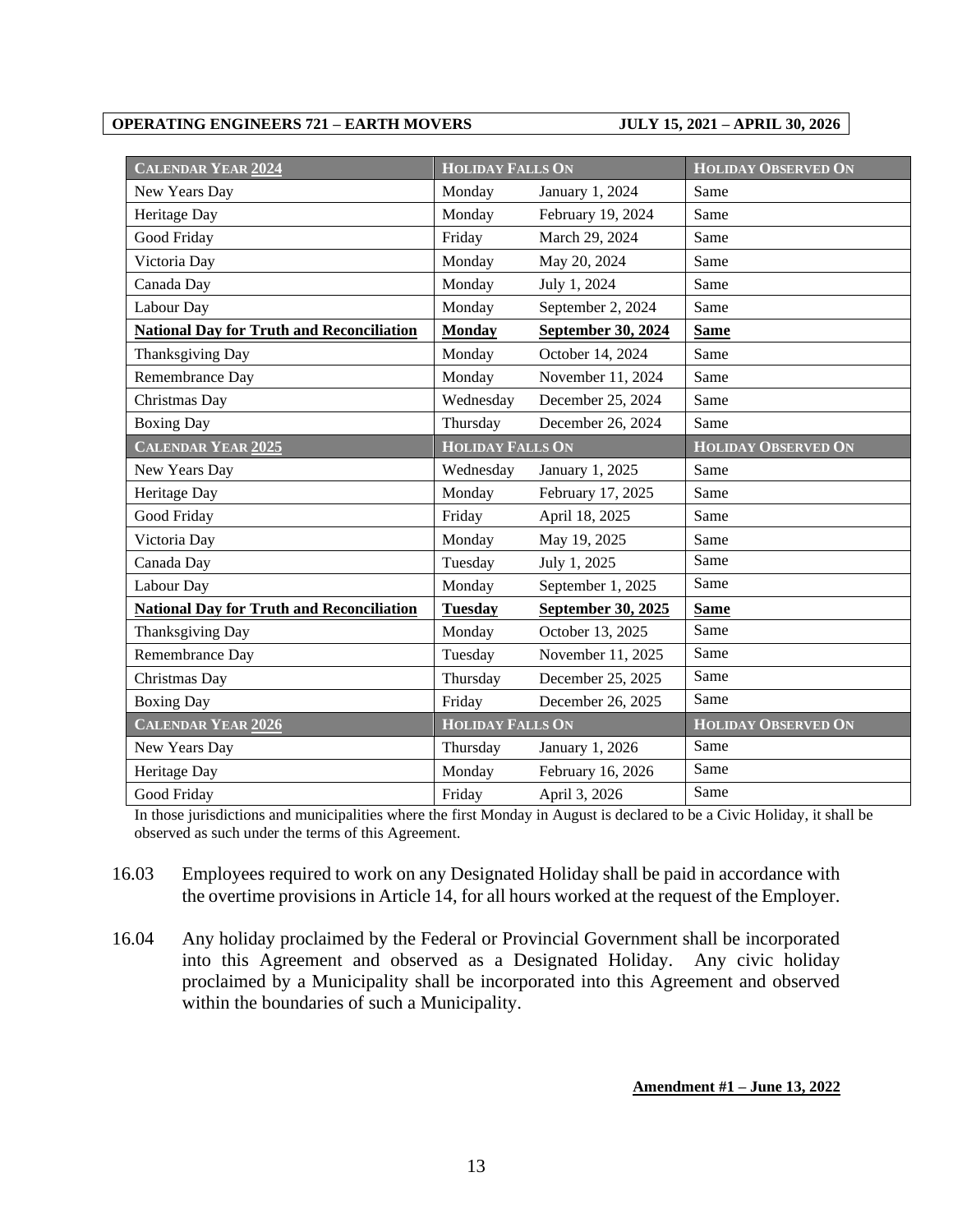| CALENDAR YEAR **2024** | HOLIDAY FALLS ON | | HOLIDAY OBSERVED ON |
|---|---|---|---|
| New Years Day | Monday | January 1, 2024 | Same |
| Heritage Day | Monday | February 19, 2024 | Same |
| Good Friday | Friday | March 29, 2024 | Same |
| Victoria Day | Monday | May 20, 2024 | Same |
| Canada Day | Monday | July 1, 2024 | Same |
| Labour Day | Monday | September 2, 2024 | Same |
| **National Day for Truth and Reconciliation** | **Monday** | **September 30, 2024** | **Same** |
| Thanksgiving Day | Monday | October 14, 2024 | Same |
| Remembrance Day | Monday | November 11, 2024 | Same |
| Christmas Day | Wednesday | December 25, 2024 | Same |
| Boxing Day | Thursday | December 26, 2024 | Same |
| CALENDAR YEAR **2025** | HOLIDAY FALLS ON | | HOLIDAY OBSERVED ON |
| New Years Day | Wednesday | January 1, 2025 | Same |
| Heritage Day | Monday | February 17, 2025 | Same |
| Good Friday | Friday | April 18, 2025 | Same |
| Victoria Day | Monday | May 19, 2025 | Same |
| Canada Day | Tuesday | July 1, 2025 | Same |
| Labour Day | Monday | September 1, 2025 | Same |
| **National Day for Truth and Reconciliation** | **Tuesday** | **September 30, 2025** | **Same** |
| Thanksgiving Day | Monday | October 13, 2025 | Same |
| Remembrance Day | Tuesday | November 11, 2025 | Same |
| Christmas Day | Thursday | December 25, 2025 | Same |
| Boxing Day | Friday | December 26, 2025 | Same |
| CALENDAR YEAR **2026** | HOLIDAY FALLS ON | | HOLIDAY OBSERVED ON |
| New Years Day | Thursday | January 1, 2026 | Same |
| Heritage Day | Monday | February 16, 2026 | Same |
| Good Friday | Friday | April 3, 2026 | Same |

In those jurisdictions and municipalities where the first Monday in August is declared to be a Civic Holiday, it shall be observed as such under the terms of this Agreement.

16.03 Employees required to work on any Designated Holiday shall be paid in accordance with the overtime provisions in Article 14, for all hours worked at the request of the Employer.

16.04 Any holiday proclaimed by the Federal or Provincial Government shall be incorporated into this Agreement and observed as a Designated Holiday. Any civic holiday proclaimed by a Municipality shall be incorporated into this Agreement and observed within the boundaries of such a Municipality.

**Amendment #1 – June 13, 2022**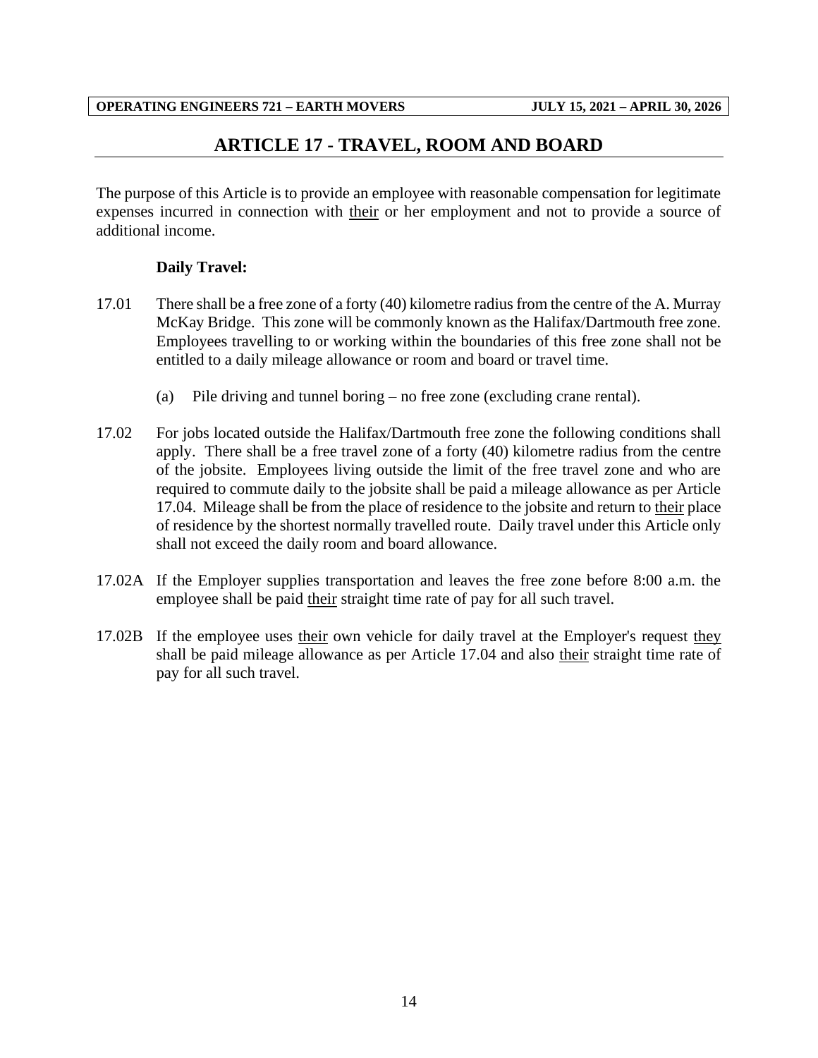## ARTICLE 17 - TRAVEL, ROOM AND BOARD

The purpose of this Article is to provide an employee with reasonable compensation for legitimate expenses incurred in connection with their or her employment and not to provide a source of additional income.

**Daily Travel:**

17.01 There shall be a free zone of a forty (40) kilometre radius from the centre of the A. Murray McKay Bridge. This zone will be commonly known as the Halifax/Dartmouth free zone. Employees travelling to or working within the boundaries of this free zone shall not be entitled to a daily mileage allowance or room and board or travel time.

(a) Pile driving and tunnel boring – no free zone (excluding crane rental).

17.02 For jobs located outside the Halifax/Dartmouth free zone the following conditions shall apply. There shall be a free travel zone of a forty (40) kilometre radius from the centre of the jobsite. Employees living outside the limit of the free travel zone and who are required to commute daily to the jobsite shall be paid a mileage allowance as per Article 17.04. Mileage shall be from the place of residence to the jobsite and return to their place of residence by the shortest normally travelled route. Daily travel under this Article only shall not exceed the daily room and board allowance.

17.02A If the Employer supplies transportation and leaves the free zone before 8:00 a.m. the employee shall be paid their straight time rate of pay for all such travel.

17.02B If the employee uses their own vehicle for daily travel at the Employer's request they shall be paid mileage allowance as per Article 17.04 and also their straight time rate of pay for all such travel.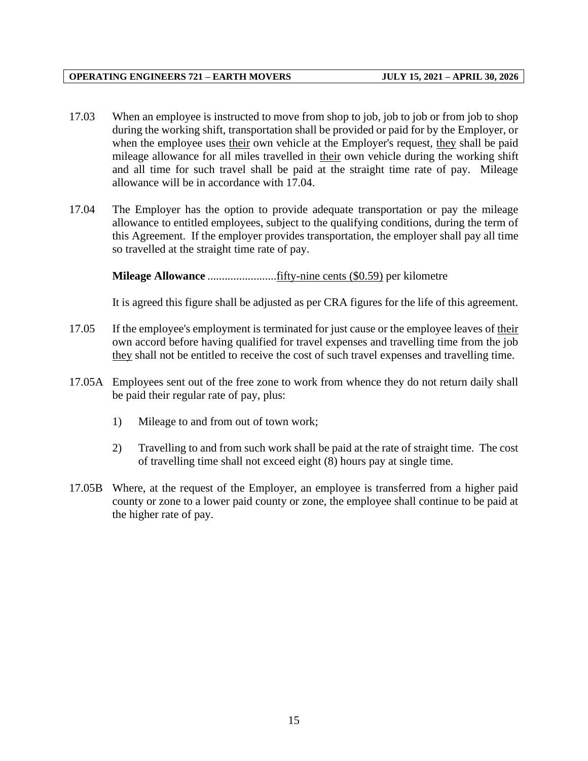17.03 When an employee is instructed to move from shop to job, job to job or from job to shop during the working shift, transportation shall be provided or paid for by the Employer, or when the employee uses their own vehicle at the Employer's request, they shall be paid mileage allowance for all miles travelled in their own vehicle during the working shift and all time for such travel shall be paid at the straight time rate of pay. Mileage allowance will be in accordance with 17.04.

17.04 The Employer has the option to provide adequate transportation or pay the mileage allowance to entitled employees, subject to the qualifying conditions, during the term of this Agreement. If the employer provides transportation, the employer shall pay all time so travelled at the straight time rate of pay.

**Mileage Allowance** ........................fifty-nine cents ($0.59) per kilometre

It is agreed this figure shall be adjusted as per CRA figures for the life of this agreement.

17.05 If the employee's employment is terminated for just cause or the employee leaves of their own accord before having qualified for travel expenses and travelling time from the job they shall not be entitled to receive the cost of such travel expenses and travelling time.

17.05A Employees sent out of the free zone to work from whence they do not return daily shall be paid their regular rate of pay, plus:

1) Mileage to and from out of town work;

2) Travelling to and from such work shall be paid at the rate of straight time. The cost of travelling time shall not exceed eight (8) hours pay at single time.

17.05B Where, at the request of the Employer, an employee is transferred from a higher paid county or zone to a lower paid county or zone, the employee shall continue to be paid at the higher rate of pay.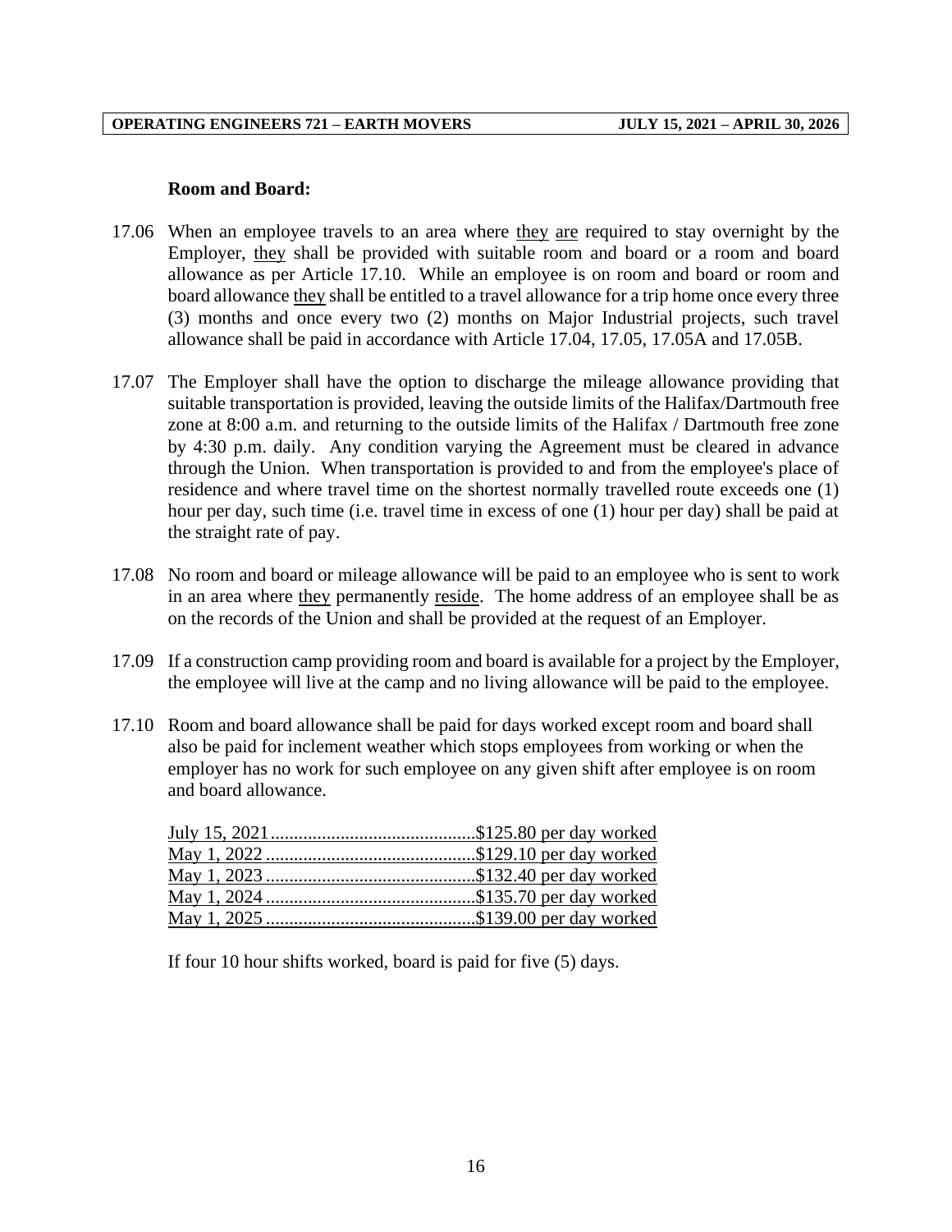**Room and Board:**

17.06 When an employee travels to an area where they are required to stay overnight by the Employer, they shall be provided with suitable room and board or a room and board allowance as per Article 17.10. While an employee is on room and board or room and board allowance they shall be entitled to a travel allowance for a trip home once every three (3) months and once every two (2) months on Major Industrial projects, such travel allowance shall be paid in accordance with Article 17.04, 17.05, 17.05A and 17.05B.

17.07 The Employer shall have the option to discharge the mileage allowance providing that suitable transportation is provided, leaving the outside limits of the Halifax/Dartmouth free zone at 8:00 a.m. and returning to the outside limits of the Halifax / Dartmouth free zone by 4:30 p.m. daily. Any condition varying the Agreement must be cleared in advance through the Union. When transportation is provided to and from the employee's place of residence and where travel time on the shortest normally travelled route exceeds one (1) hour per day, such time (i.e. travel time in excess of one (1) hour per day) shall be paid at the straight rate of pay.

17.08 No room and board or mileage allowance will be paid to an employee who is sent to work in an area where they permanently reside. The home address of an employee shall be as on the records of the Union and shall be provided at the request of an Employer.

17.09 If a construction camp providing room and board is available for a project by the Employer, the employee will live at the camp and no living allowance will be paid to the employee.

17.10 Room and board allowance shall be paid for days worked except room and board shall also be paid for inclement weather which stops employees from working or when the employer has no work for such employee on any given shift after employee is on room and board allowance.

July 15, 2021............................................$125.80 per day worked
May 1, 2022 .............................................$129.10 per day worked
May 1, 2023 .............................................$132.40 per day worked
May 1, 2024 .............................................$135.70 per day worked
May 1, 2025 .............................................$139.00 per day worked

If four 10 hour shifts worked, board is paid for five (5) days.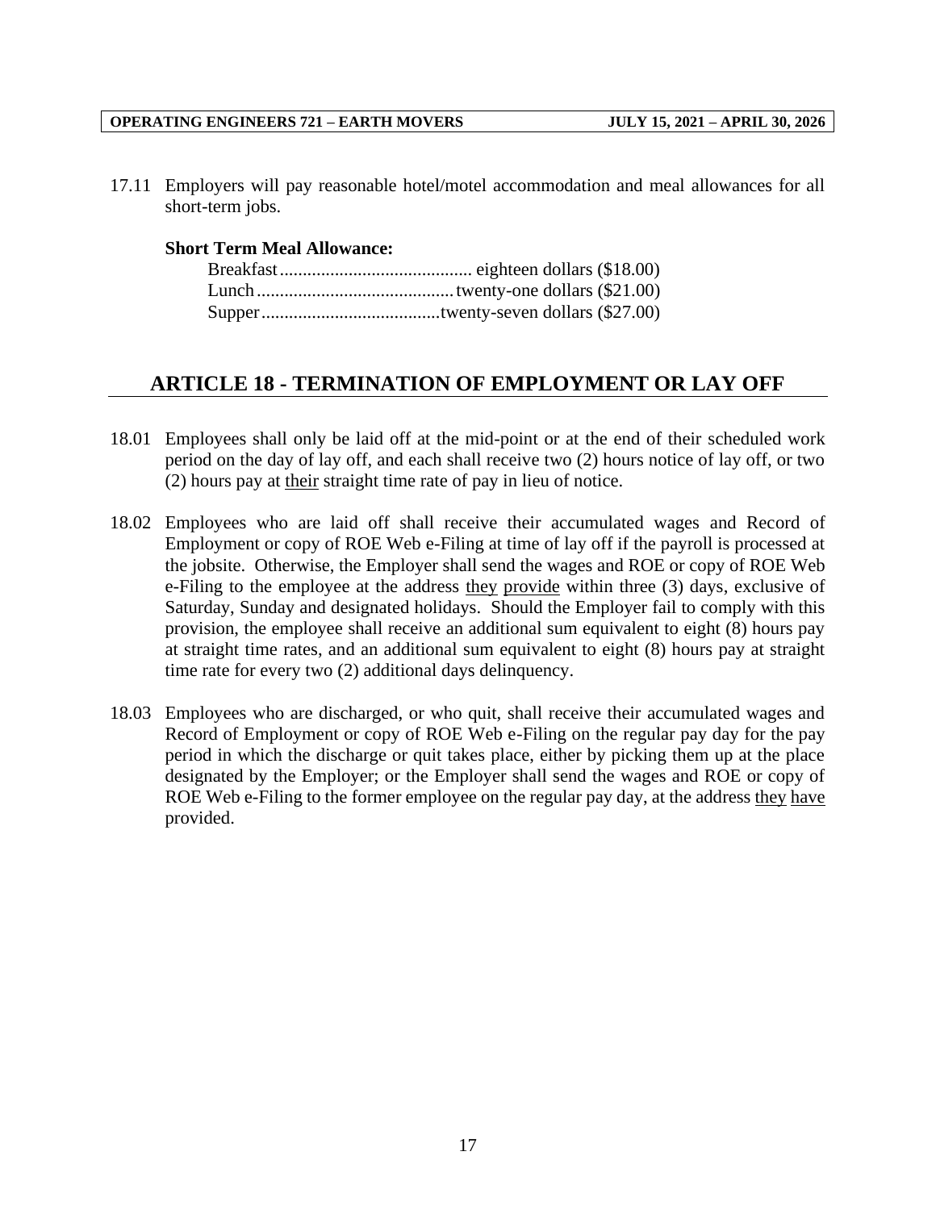17.11 Employers will pay reasonable hotel/motel accommodation and meal allowances for all short-term jobs.

**Short Term Meal Allowance:**

Breakfast .......................................... eighteen dollars ($18.00)
Lunch ........................................... twenty-one dollars ($21.00)
Supper ....................................... twenty-seven dollars ($27.00)

## ARTICLE 18 - TERMINATION OF EMPLOYMENT OR LAY OFF

18.01 Employees shall only be laid off at the mid-point or at the end of their scheduled work period on the day of lay off, and each shall receive two (2) hours notice of lay off, or two (2) hours pay at <u>their</u> straight time rate of pay in lieu of notice.

18.02 Employees who are laid off shall receive their accumulated wages and Record of Employment or copy of ROE Web e-Filing at time of lay off if the payroll is processed at the jobsite. Otherwise, the Employer shall send the wages and ROE or copy of ROE Web e-Filing to the employee at the address <u>they</u> <u>provide</u> within three (3) days, exclusive of Saturday, Sunday and designated holidays. Should the Employer fail to comply with this provision, the employee shall receive an additional sum equivalent to eight (8) hours pay at straight time rates, and an additional sum equivalent to eight (8) hours pay at straight time rate for every two (2) additional days delinquency.

18.03 Employees who are discharged, or who quit, shall receive their accumulated wages and Record of Employment or copy of ROE Web e-Filing on the regular pay day for the pay period in which the discharge or quit takes place, either by picking them up at the place designated by the Employer; or the Employer shall send the wages and ROE or copy of ROE Web e-Filing to the former employee on the regular pay day, at the address <u>they</u> <u>have</u> provided.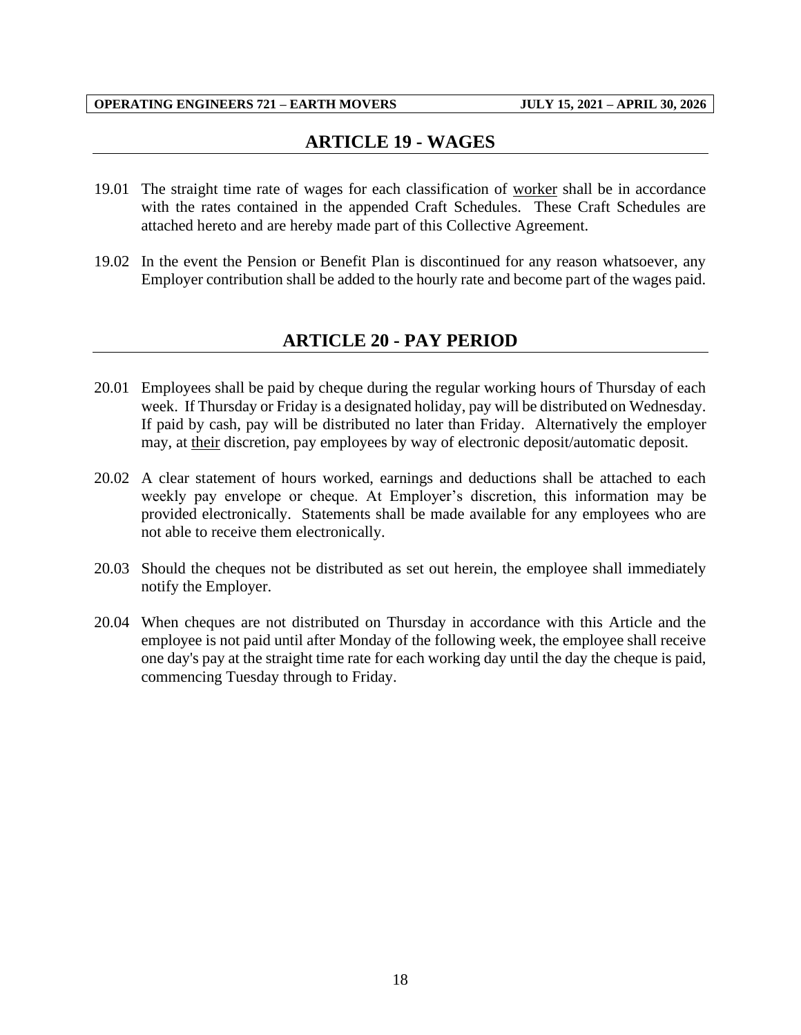## ARTICLE 19 - WAGES

19.01 The straight time rate of wages for each classification of worker shall be in accordance with the rates contained in the appended Craft Schedules. These Craft Schedules are attached hereto and are hereby made part of this Collective Agreement.

19.02 In the event the Pension or Benefit Plan is discontinued for any reason whatsoever, any Employer contribution shall be added to the hourly rate and become part of the wages paid.

## ARTICLE 20 - PAY PERIOD

20.01 Employees shall be paid by cheque during the regular working hours of Thursday of each week. If Thursday or Friday is a designated holiday, pay will be distributed on Wednesday. If paid by cash, pay will be distributed no later than Friday. Alternatively the employer may, at their discretion, pay employees by way of electronic deposit/automatic deposit.

20.02 A clear statement of hours worked, earnings and deductions shall be attached to each weekly pay envelope or cheque. At Employer's discretion, this information may be provided electronically. Statements shall be made available for any employees who are not able to receive them electronically.

20.03 Should the cheques not be distributed as set out herein, the employee shall immediately notify the Employer.

20.04 When cheques are not distributed on Thursday in accordance with this Article and the employee is not paid until after Monday of the following week, the employee shall receive one day's pay at the straight time rate for each working day until the day the cheque is paid, commencing Tuesday through to Friday.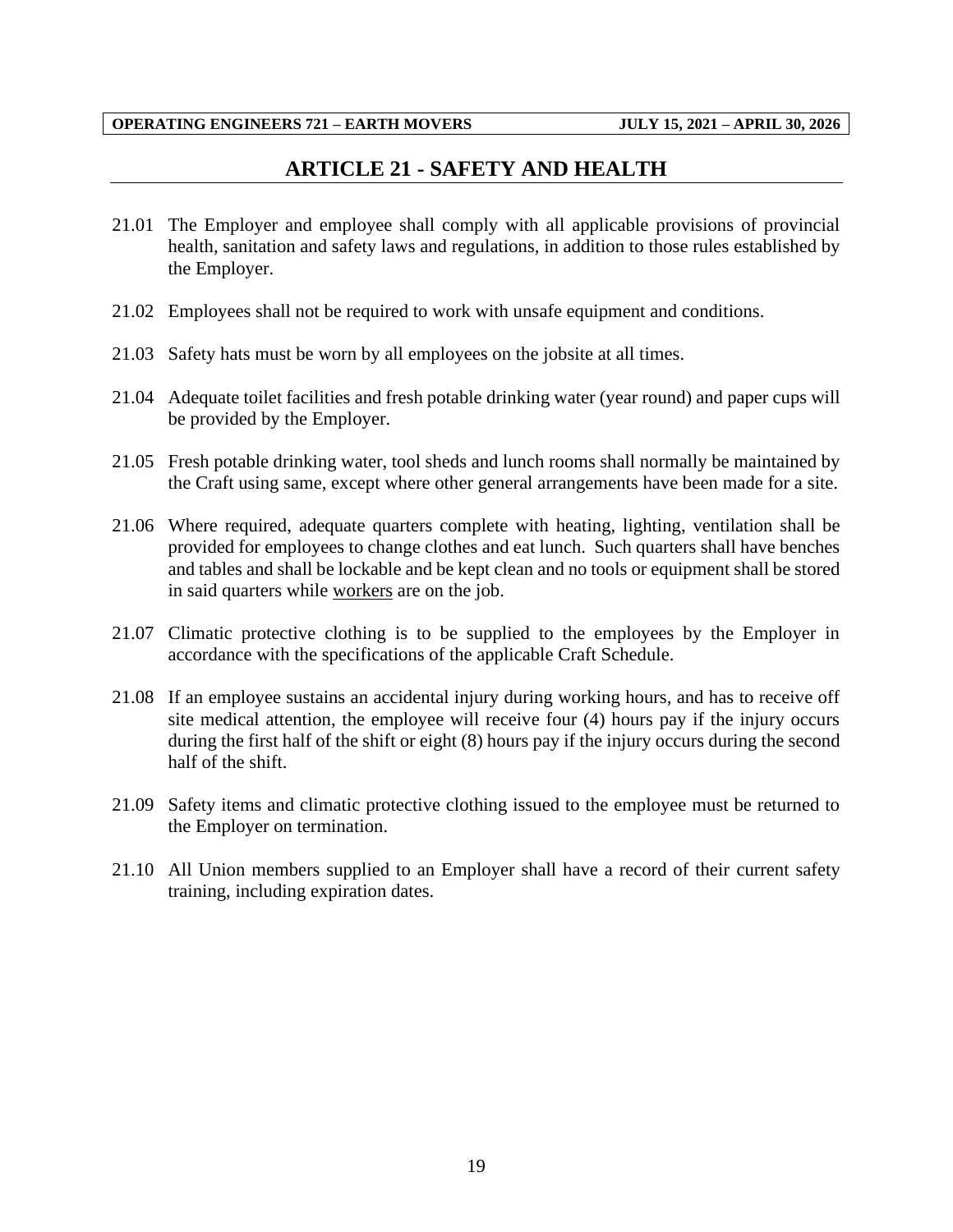# ARTICLE 21 - SAFETY AND HEALTH

21.01 The Employer and employee shall comply with all applicable provisions of provincial health, sanitation and safety laws and regulations, in addition to those rules established by the Employer.

21.02 Employees shall not be required to work with unsafe equipment and conditions.

21.03 Safety hats must be worn by all employees on the jobsite at all times.

21.04 Adequate toilet facilities and fresh potable drinking water (year round) and paper cups will be provided by the Employer.

21.05 Fresh potable drinking water, tool sheds and lunch rooms shall normally be maintained by the Craft using same, except where other general arrangements have been made for a site.

21.06 Where required, adequate quarters complete with heating, lighting, ventilation shall be provided for employees to change clothes and eat lunch. Such quarters shall have benches and tables and shall be lockable and be kept clean and no tools or equipment shall be stored in said quarters while workers are on the job.

21.07 Climatic protective clothing is to be supplied to the employees by the Employer in accordance with the specifications of the applicable Craft Schedule.

21.08 If an employee sustains an accidental injury during working hours, and has to receive off site medical attention, the employee will receive four (4) hours pay if the injury occurs during the first half of the shift or eight (8) hours pay if the injury occurs during the second half of the shift.

21.09 Safety items and climatic protective clothing issued to the employee must be returned to the Employer on termination.

21.10 All Union members supplied to an Employer shall have a record of their current safety training, including expiration dates.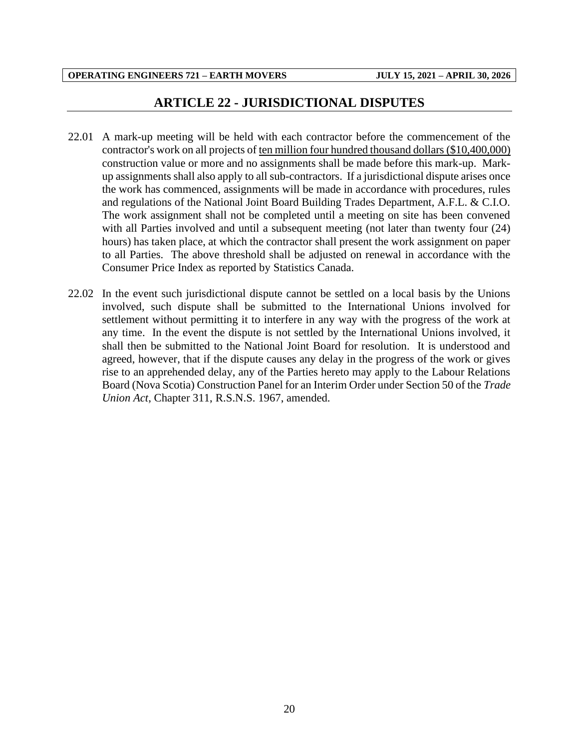# ARTICLE 22 - JURISDICTIONAL DISPUTES

22.01 A mark-up meeting will be held with each contractor before the commencement of the contractor's work on all projects of ten million four hundred thousand dollars ($10,400,000) construction value or more and no assignments shall be made before this mark-up. Mark-up assignments shall also apply to all sub-contractors. If a jurisdictional dispute arises once the work has commenced, assignments will be made in accordance with procedures, rules and regulations of the National Joint Board Building Trades Department, A.F.L. & C.I.O. The work assignment shall not be completed until a meeting on site has been convened with all Parties involved and until a subsequent meeting (not later than twenty four (24) hours) has taken place, at which the contractor shall present the work assignment on paper to all Parties. The above threshold shall be adjusted on renewal in accordance with the Consumer Price Index as reported by Statistics Canada.

22.02 In the event such jurisdictional dispute cannot be settled on a local basis by the Unions involved, such dispute shall be submitted to the International Unions involved for settlement without permitting it to interfere in any way with the progress of the work at any time. In the event the dispute is not settled by the International Unions involved, it shall then be submitted to the National Joint Board for resolution. It is understood and agreed, however, that if the dispute causes any delay in the progress of the work or gives rise to an apprehended delay, any of the Parties hereto may apply to the Labour Relations Board (Nova Scotia) Construction Panel for an Interim Order under Section 50 of the *Trade Union Act*, Chapter 311, R.S.N.S. 1967, amended.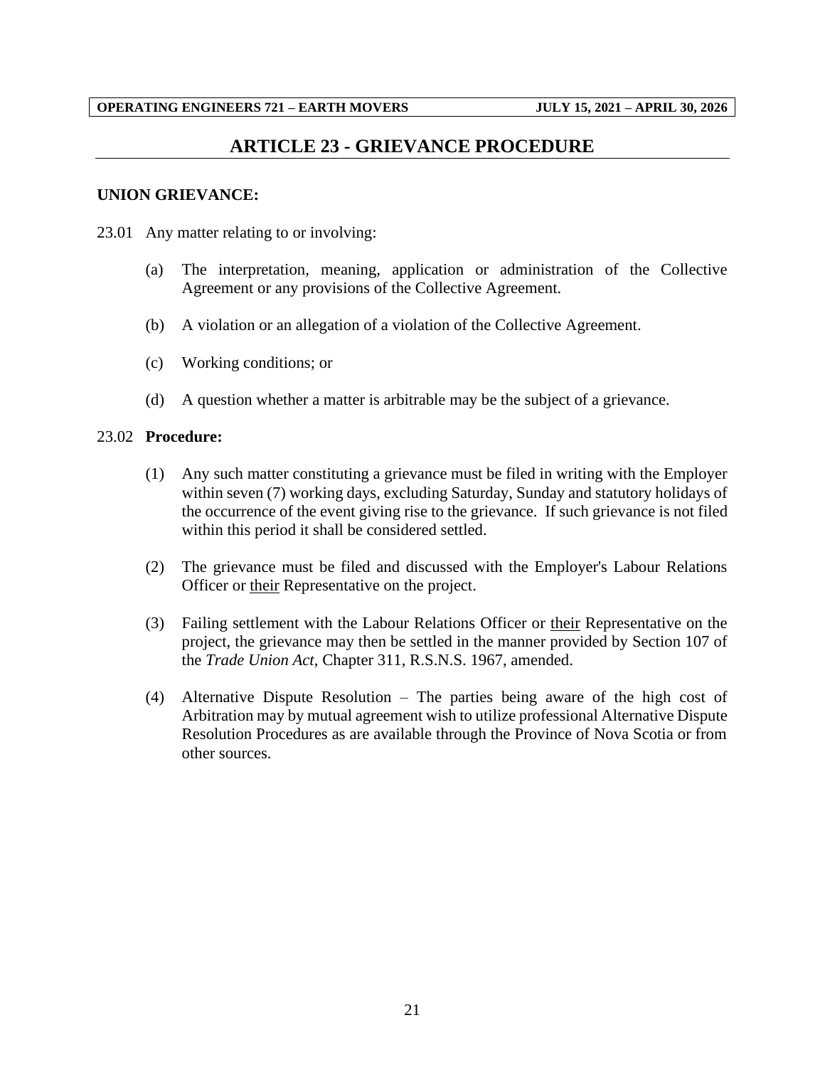# ARTICLE 23 - GRIEVANCE PROCEDURE

**UNION GRIEVANCE:**

23.01 Any matter relating to or involving:

(a) The interpretation, meaning, application or administration of the Collective Agreement or any provisions of the Collective Agreement.

(b) A violation or an allegation of a violation of the Collective Agreement.

(c) Working conditions; or

(d) A question whether a matter is arbitrable may be the subject of a grievance.

23.02 **Procedure:**

(1) Any such matter constituting a grievance must be filed in writing with the Employer within seven (7) working days, excluding Saturday, Sunday and statutory holidays of the occurrence of the event giving rise to the grievance. If such grievance is not filed within this period it shall be considered settled.

(2) The grievance must be filed and discussed with the Employer's Labour Relations Officer or <u>their</u> Representative on the project.

(3) Failing settlement with the Labour Relations Officer or <u>their</u> Representative on the project, the grievance may then be settled in the manner provided by Section 107 of the *Trade Union Act*, Chapter 311, R.S.N.S. 1967, amended.

(4) Alternative Dispute Resolution – The parties being aware of the high cost of Arbitration may by mutual agreement wish to utilize professional Alternative Dispute Resolution Procedures as are available through the Province of Nova Scotia or from other sources.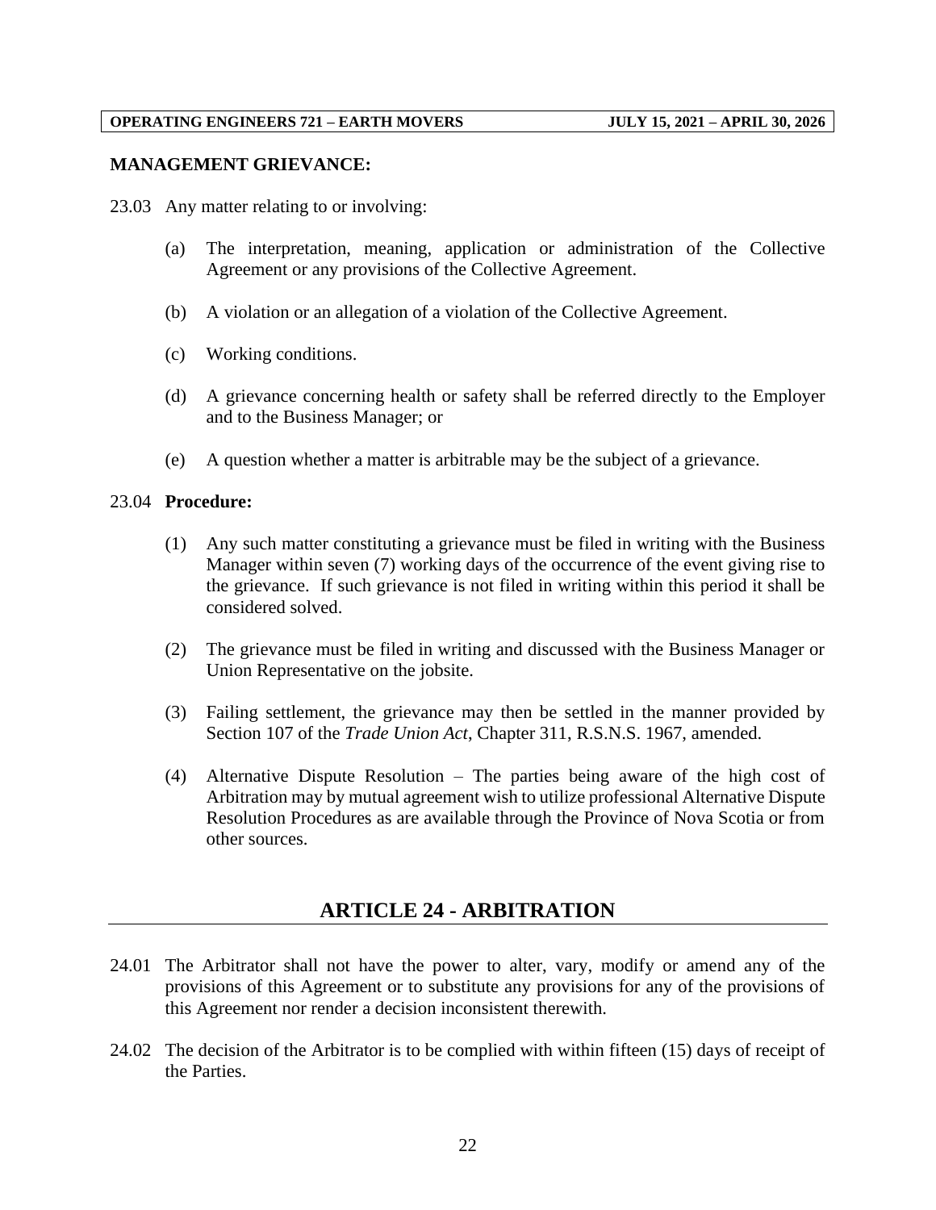**MANAGEMENT GRIEVANCE:**

23.03 Any matter relating to or involving:

(a) The interpretation, meaning, application or administration of the Collective Agreement or any provisions of the Collective Agreement.

(b) A violation or an allegation of a violation of the Collective Agreement.

(c) Working conditions.

(d) A grievance concerning health or safety shall be referred directly to the Employer and to the Business Manager; or

(e) A question whether a matter is arbitrable may be the subject of a grievance.

23.04 **Procedure:**

(1) Any such matter constituting a grievance must be filed in writing with the Business Manager within seven (7) working days of the occurrence of the event giving rise to the grievance. If such grievance is not filed in writing within this period it shall be considered solved.

(2) The grievance must be filed in writing and discussed with the Business Manager or Union Representative on the jobsite.

(3) Failing settlement, the grievance may then be settled in the manner provided by Section 107 of the *Trade Union Act*, Chapter 311, R.S.N.S. 1967, amended.

(4) Alternative Dispute Resolution – The parties being aware of the high cost of Arbitration may by mutual agreement wish to utilize professional Alternative Dispute Resolution Procedures as are available through the Province of Nova Scotia or from other sources.

## ARTICLE 24 - ARBITRATION

24.01 The Arbitrator shall not have the power to alter, vary, modify or amend any of the provisions of this Agreement or to substitute any provisions for any of the provisions of this Agreement nor render a decision inconsistent therewith.

24.02 The decision of the Arbitrator is to be complied with within fifteen (15) days of receipt of the Parties.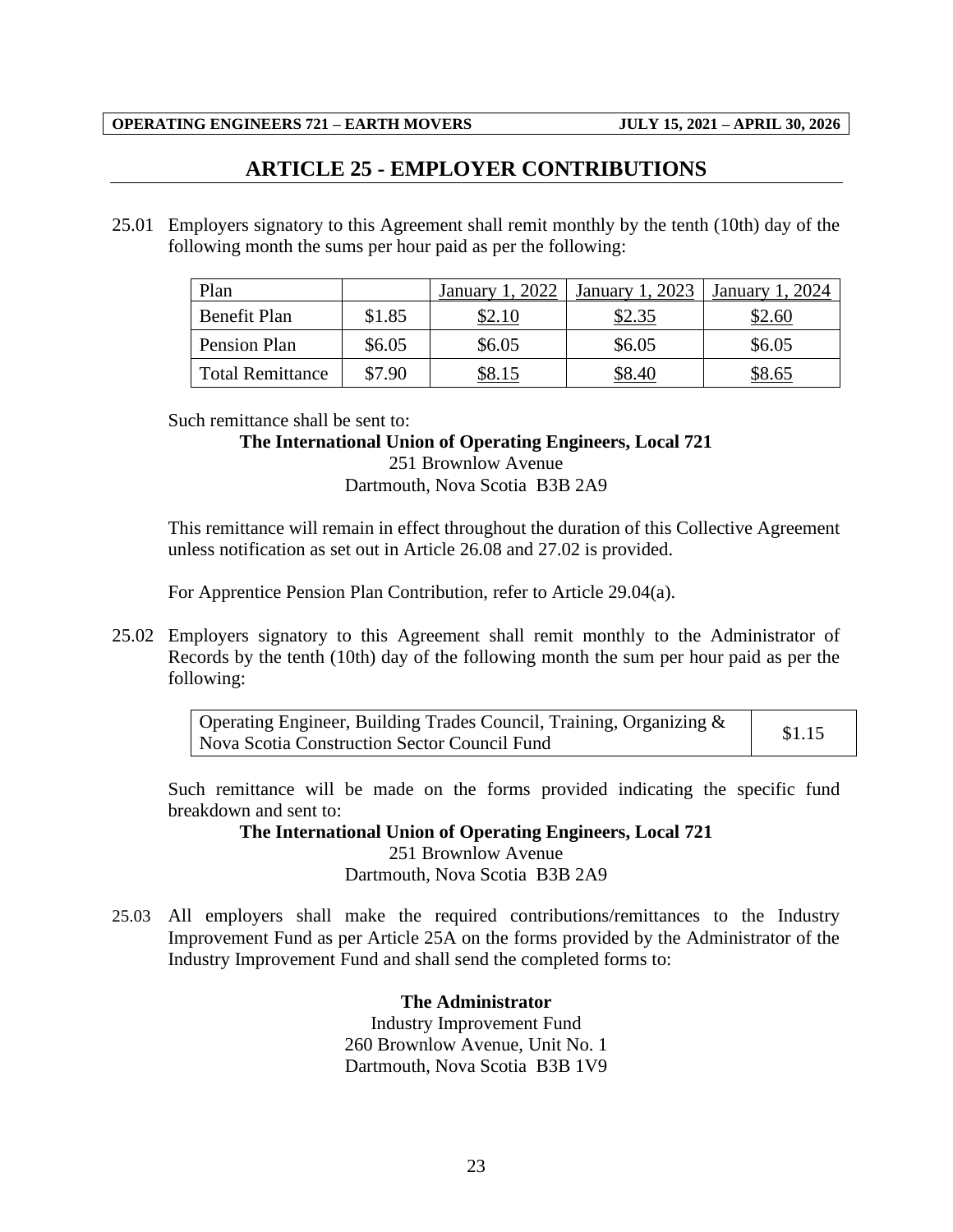# ARTICLE 25 - EMPLOYER CONTRIBUTIONS

25.01 Employers signatory to this Agreement shall remit monthly by the tenth (10th) day of the following month the sums per hour paid as per the following:

| Plan | | January 1, 2022 | January 1, 2023 | January 1, 2024 |
|---|---|---|---|---|
| Benefit Plan | $1.85 | $2.10 | $2.35 | $2.60 |
| Pension Plan | $6.05 | $6.05 | $6.05 | $6.05 |
| Total Remittance | $7.90 | $8.15 | $8.40 | $8.65 |

Such remittance shall be sent to:

**The International Union of Operating Engineers, Local 721**
251 Brownlow Avenue
Dartmouth, Nova Scotia B3B 2A9

This remittance will remain in effect throughout the duration of this Collective Agreement unless notification as set out in Article 26.08 and 27.02 is provided.

For Apprentice Pension Plan Contribution, refer to Article 29.04(a).

25.02 Employers signatory to this Agreement shall remit monthly to the Administrator of Records by the tenth (10th) day of the following month the sum per hour paid as per the following:

| Operating Engineer, Building Trades Council, Training, Organizing & Nova Scotia Construction Sector Council Fund | $1.15 |
|---|---|

Such remittance will be made on the forms provided indicating the specific fund breakdown and sent to:

**The International Union of Operating Engineers, Local 721**
251 Brownlow Avenue
Dartmouth, Nova Scotia B3B 2A9

25.03 All employers shall make the required contributions/remittances to the Industry Improvement Fund as per Article 25A on the forms provided by the Administrator of the Industry Improvement Fund and shall send the completed forms to:

**The Administrator**
Industry Improvement Fund
260 Brownlow Avenue, Unit No. 1
Dartmouth, Nova Scotia B3B 1V9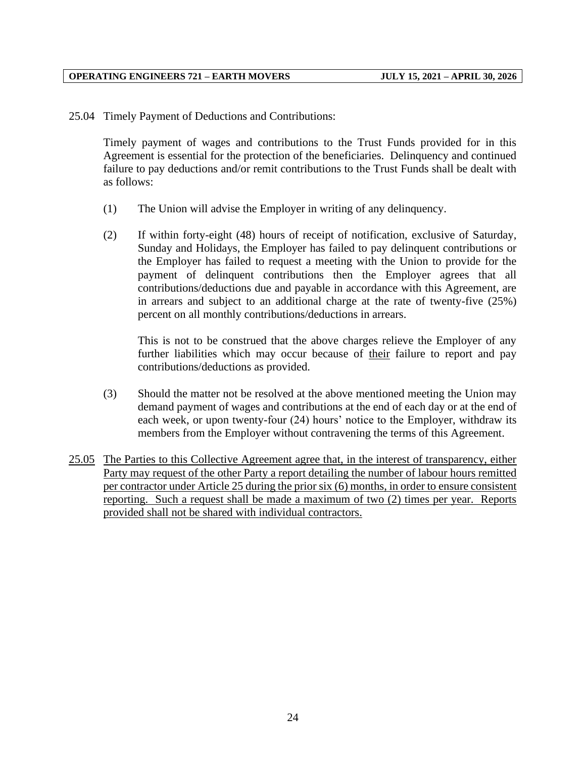25.04 Timely Payment of Deductions and Contributions:

Timely payment of wages and contributions to the Trust Funds provided for in this Agreement is essential for the protection of the beneficiaries. Delinquency and continued failure to pay deductions and/or remit contributions to the Trust Funds shall be dealt with as follows:

(1) The Union will advise the Employer in writing of any delinquency.

(2) If within forty-eight (48) hours of receipt of notification, exclusive of Saturday, Sunday and Holidays, the Employer has failed to pay delinquent contributions or the Employer has failed to request a meeting with the Union to provide for the payment of delinquent contributions then the Employer agrees that all contributions/deductions due and payable in accordance with this Agreement, are in arrears and subject to an additional charge at the rate of twenty-five (25%) percent on all monthly contributions/deductions in arrears.

This is not to be construed that the above charges relieve the Employer of any further liabilities which may occur because of <u>their</u> failure to report and pay contributions/deductions as provided.

(3) Should the matter not be resolved at the above mentioned meeting the Union may demand payment of wages and contributions at the end of each day or at the end of each week, or upon twenty-four (24) hours' notice to the Employer, withdraw its members from the Employer without contravening the terms of this Agreement.

<u>25.05 The Parties to this Collective Agreement agree that, in the interest of transparency, either Party may request of the other Party a report detailing the number of labour hours remitted per contractor under Article 25 during the prior six (6) months, in order to ensure consistent reporting. Such a request shall be made a maximum of two (2) times per year. Reports provided shall not be shared with individual contractors.</u>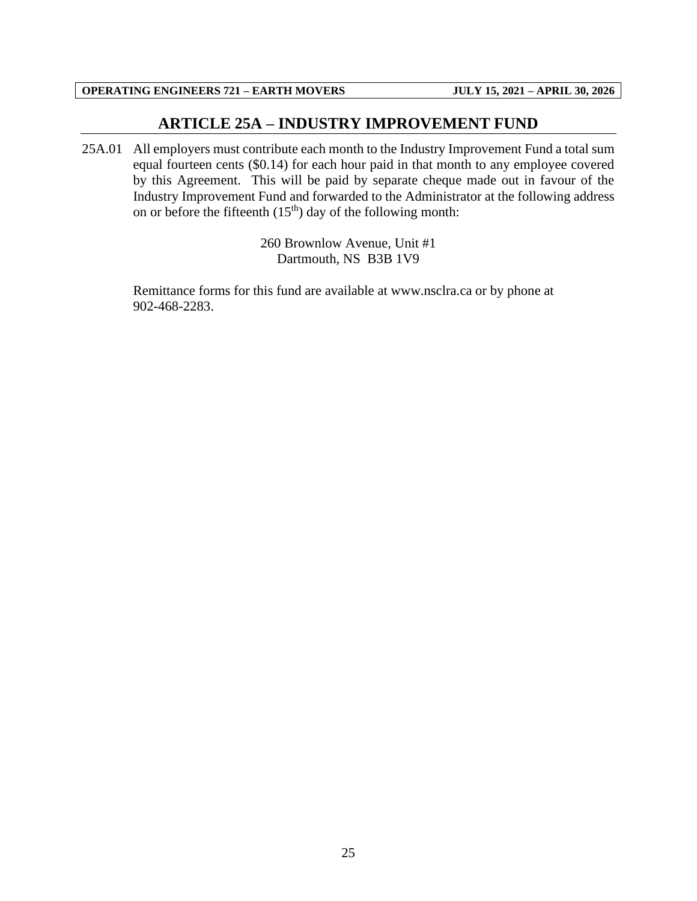## ARTICLE 25A – INDUSTRY IMPROVEMENT FUND

25A.01 All employers must contribute each month to the Industry Improvement Fund a total sum equal fourteen cents ($0.14) for each hour paid in that month to any employee covered by this Agreement. This will be paid by separate cheque made out in favour of the Industry Improvement Fund and forwarded to the Administrator at the following address on or before the fifteenth ($15^{th}$) day of the following month:

260 Brownlow Avenue, Unit #1
Dartmouth, NS B3B 1V9

Remittance forms for this fund are available at www.nsclra.ca or by phone at 902-468-2283.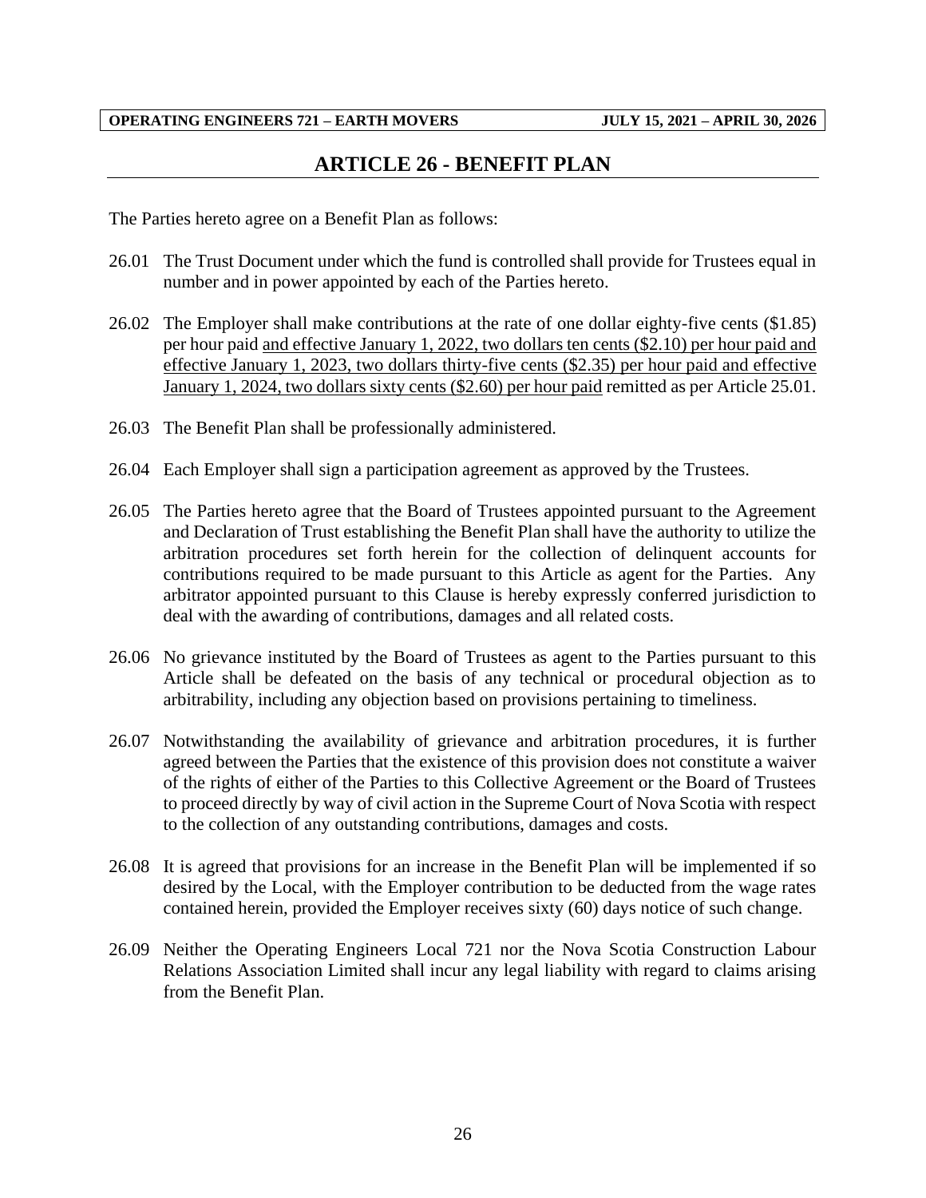## ARTICLE 26 - BENEFIT PLAN

The Parties hereto agree on a Benefit Plan as follows:

26.01 The Trust Document under which the fund is controlled shall provide for Trustees equal in number and in power appointed by each of the Parties hereto.

26.02 The Employer shall make contributions at the rate of one dollar eighty-five cents ($1.85) per hour paid and effective January 1, 2022, two dollars ten cents ($2.10) per hour paid and effective January 1, 2023, two dollars thirty-five cents ($2.35) per hour paid and effective January 1, 2024, two dollars sixty cents ($2.60) per hour paid remitted as per Article 25.01.

26.03 The Benefit Plan shall be professionally administered.

26.04 Each Employer shall sign a participation agreement as approved by the Trustees.

26.05 The Parties hereto agree that the Board of Trustees appointed pursuant to the Agreement and Declaration of Trust establishing the Benefit Plan shall have the authority to utilize the arbitration procedures set forth herein for the collection of delinquent accounts for contributions required to be made pursuant to this Article as agent for the Parties. Any arbitrator appointed pursuant to this Clause is hereby expressly conferred jurisdiction to deal with the awarding of contributions, damages and all related costs.

26.06 No grievance instituted by the Board of Trustees as agent to the Parties pursuant to this Article shall be defeated on the basis of any technical or procedural objection as to arbitrability, including any objection based on provisions pertaining to timeliness.

26.07 Notwithstanding the availability of grievance and arbitration procedures, it is further agreed between the Parties that the existence of this provision does not constitute a waiver of the rights of either of the Parties to this Collective Agreement or the Board of Trustees to proceed directly by way of civil action in the Supreme Court of Nova Scotia with respect to the collection of any outstanding contributions, damages and costs.

26.08 It is agreed that provisions for an increase in the Benefit Plan will be implemented if so desired by the Local, with the Employer contribution to be deducted from the wage rates contained herein, provided the Employer receives sixty (60) days notice of such change.

26.09 Neither the Operating Engineers Local 721 nor the Nova Scotia Construction Labour Relations Association Limited shall incur any legal liability with regard to claims arising from the Benefit Plan.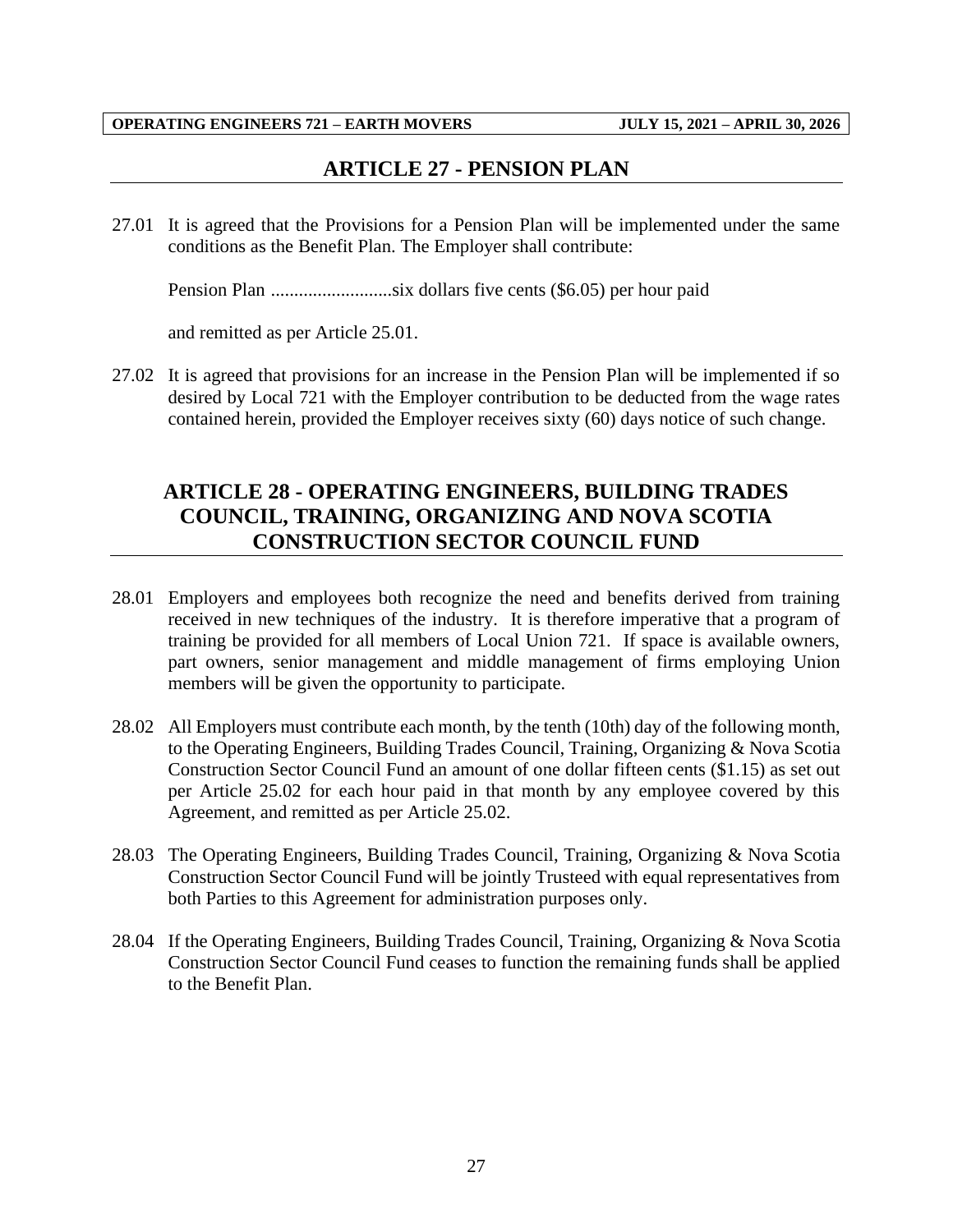## ARTICLE 27 - PENSION PLAN

27.01 It is agreed that the Provisions for a Pension Plan will be implemented under the same conditions as the Benefit Plan. The Employer shall contribute:

Pension Plan ..........................six dollars five cents ($6.05) per hour paid

and remitted as per Article 25.01.

27.02 It is agreed that provisions for an increase in the Pension Plan will be implemented if so desired by Local 721 with the Employer contribution to be deducted from the wage rates contained herein, provided the Employer receives sixty (60) days notice of such change.

## ARTICLE 28 - OPERATING ENGINEERS, BUILDING TRADES COUNCIL, TRAINING, ORGANIZING AND NOVA SCOTIA CONSTRUCTION SECTOR COUNCIL FUND

28.01 Employers and employees both recognize the need and benefits derived from training received in new techniques of the industry. It is therefore imperative that a program of training be provided for all members of Local Union 721. If space is available owners, part owners, senior management and middle management of firms employing Union members will be given the opportunity to participate.

28.02 All Employers must contribute each month, by the tenth (10th) day of the following month, to the Operating Engineers, Building Trades Council, Training, Organizing & Nova Scotia Construction Sector Council Fund an amount of one dollar fifteen cents ($1.15) as set out per Article 25.02 for each hour paid in that month by any employee covered by this Agreement, and remitted as per Article 25.02.

28.03 The Operating Engineers, Building Trades Council, Training, Organizing & Nova Scotia Construction Sector Council Fund will be jointly Trusteed with equal representatives from both Parties to this Agreement for administration purposes only.

28.04 If the Operating Engineers, Building Trades Council, Training, Organizing & Nova Scotia Construction Sector Council Fund ceases to function the remaining funds shall be applied to the Benefit Plan.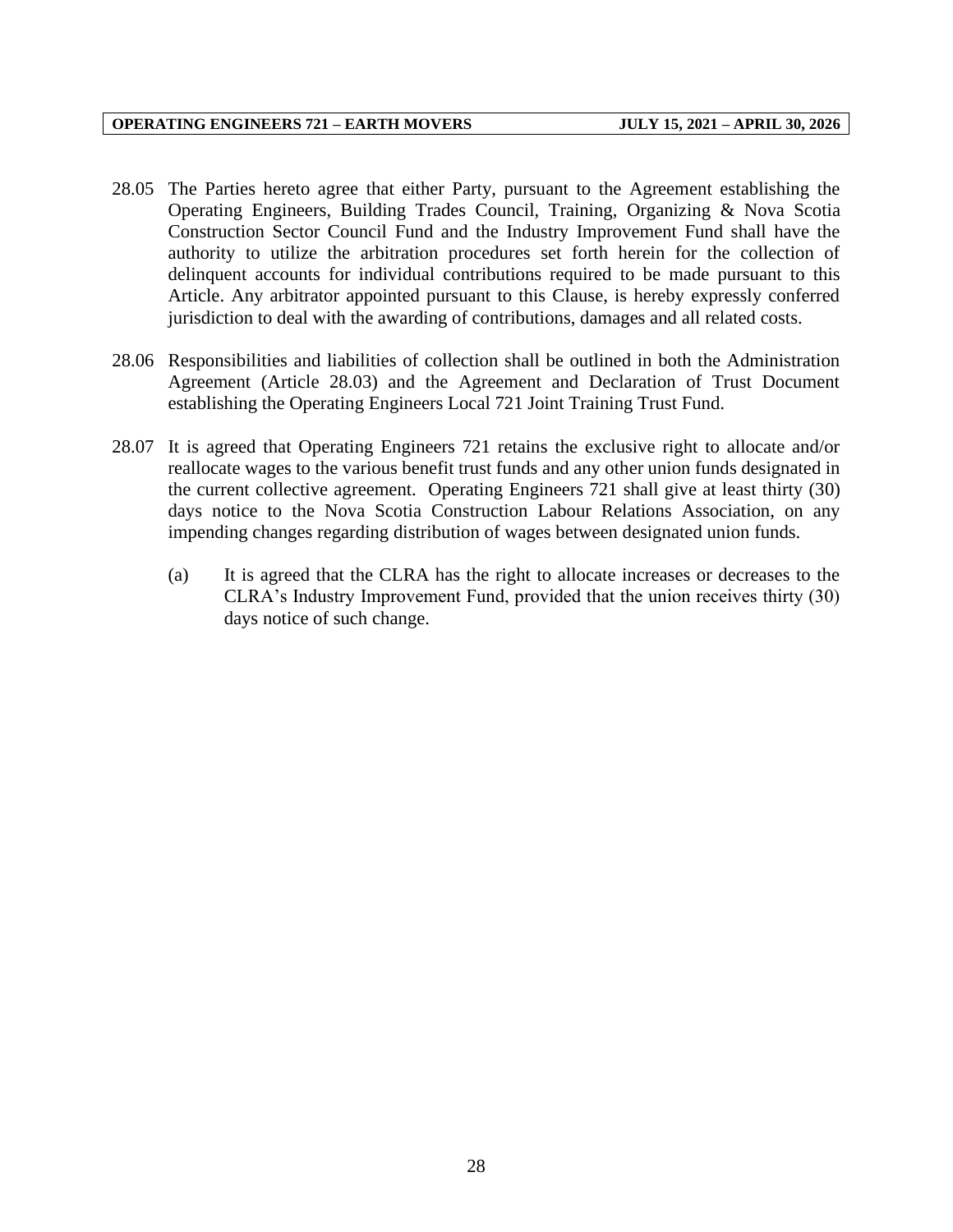28.05 The Parties hereto agree that either Party, pursuant to the Agreement establishing the Operating Engineers, Building Trades Council, Training, Organizing & Nova Scotia Construction Sector Council Fund and the Industry Improvement Fund shall have the authority to utilize the arbitration procedures set forth herein for the collection of delinquent accounts for individual contributions required to be made pursuant to this Article. Any arbitrator appointed pursuant to this Clause, is hereby expressly conferred jurisdiction to deal with the awarding of contributions, damages and all related costs.

28.06 Responsibilities and liabilities of collection shall be outlined in both the Administration Agreement (Article 28.03) and the Agreement and Declaration of Trust Document establishing the Operating Engineers Local 721 Joint Training Trust Fund.

28.07 It is agreed that Operating Engineers 721 retains the exclusive right to allocate and/or reallocate wages to the various benefit trust funds and any other union funds designated in the current collective agreement. Operating Engineers 721 shall give at least thirty (30) days notice to the Nova Scotia Construction Labour Relations Association, on any impending changes regarding distribution of wages between designated union funds.

(a) It is agreed that the CLRA has the right to allocate increases or decreases to the CLRA's Industry Improvement Fund, provided that the union receives thirty (30) days notice of such change.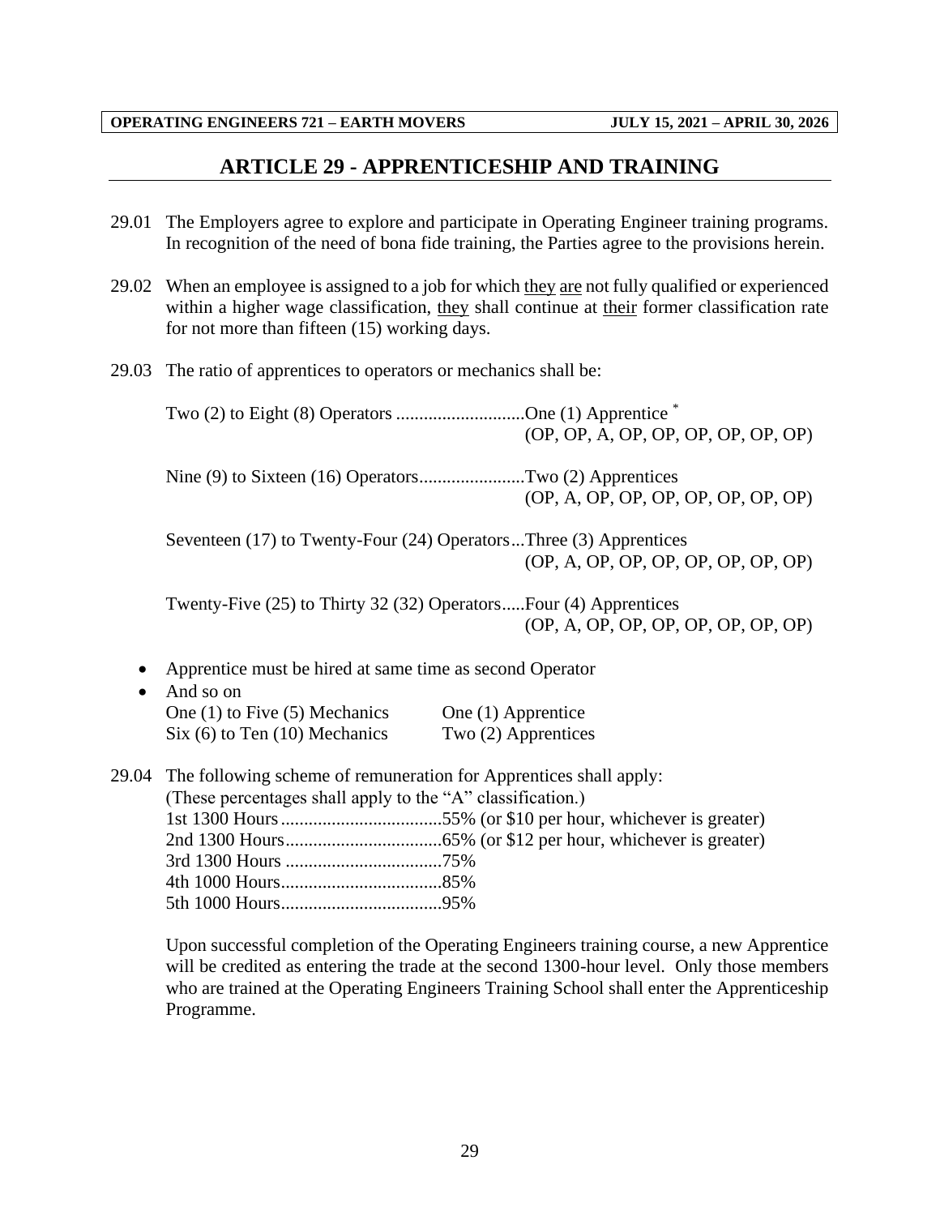## ARTICLE 29 - APPRENTICESHIP AND TRAINING

29.01 The Employers agree to explore and participate in Operating Engineer training programs. In recognition of the need of bona fide training, the Parties agree to the provisions herein.

29.02 When an employee is assigned to a job for which they are not fully qualified or experienced within a higher wage classification, they shall continue at their former classification rate for not more than fifteen (15) working days.

29.03 The ratio of apprentices to operators or mechanics shall be:

Two (2) to Eight (8) Operators ............................One (1) Apprentice *
(OP, OP, A, OP, OP, OP, OP, OP, OP)

Nine (9) to Sixteen (16) Operators.......................Two (2) Apprentices
(OP, A, OP, OP, OP, OP, OP, OP, OP)

Seventeen (17) to Twenty-Four (24) Operators...Three (3) Apprentices
(OP, A, OP, OP, OP, OP, OP, OP, OP)

Twenty-Five (25) to Thirty 32 (32) Operators.....Four (4) Apprentices
(OP, A, OP, OP, OP, OP, OP, OP, OP)

- Apprentice must be hired at same time as second Operator
- And so on

One (1) to Five (5) Mechanics — One (1) Apprentice
Six (6) to Ten (10) Mechanics — Two (2) Apprentices

29.04 The following scheme of remuneration for Apprentices shall apply:
(These percentages shall apply to the "A" classification.)

1st 1300 Hours...................................55% (or $10 per hour, whichever is greater)
2nd 1300 Hours..................................65% (or $12 per hour, whichever is greater)
3rd 1300 Hours ..................................75%
4th 1000 Hours...................................85%
5th 1000 Hours...................................95%

Upon successful completion of the Operating Engineers training course, a new Apprentice will be credited as entering the trade at the second 1300-hour level. Only those members who are trained at the Operating Engineers Training School shall enter the Apprenticeship Programme.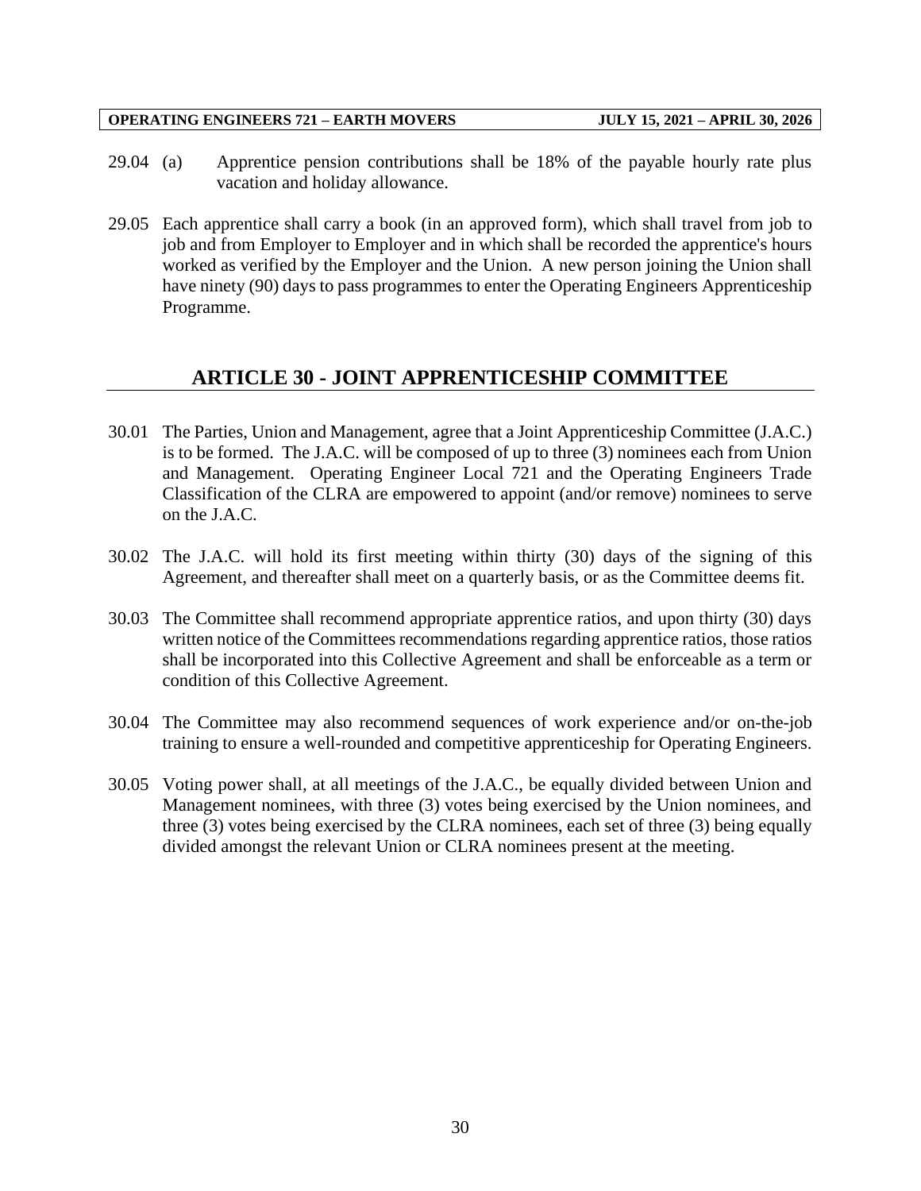29.04 (a) Apprentice pension contributions shall be 18% of the payable hourly rate plus vacation and holiday allowance.

29.05 Each apprentice shall carry a book (in an approved form), which shall travel from job to job and from Employer to Employer and in which shall be recorded the apprentice's hours worked as verified by the Employer and the Union. A new person joining the Union shall have ninety (90) days to pass programmes to enter the Operating Engineers Apprenticeship Programme.

## ARTICLE 30 - JOINT APPRENTICESHIP COMMITTEE

30.01 The Parties, Union and Management, agree that a Joint Apprenticeship Committee (J.A.C.) is to be formed. The J.A.C. will be composed of up to three (3) nominees each from Union and Management. Operating Engineer Local 721 and the Operating Engineers Trade Classification of the CLRA are empowered to appoint (and/or remove) nominees to serve on the J.A.C.

30.02 The J.A.C. will hold its first meeting within thirty (30) days of the signing of this Agreement, and thereafter shall meet on a quarterly basis, or as the Committee deems fit.

30.03 The Committee shall recommend appropriate apprentice ratios, and upon thirty (30) days written notice of the Committees recommendations regarding apprentice ratios, those ratios shall be incorporated into this Collective Agreement and shall be enforceable as a term or condition of this Collective Agreement.

30.04 The Committee may also recommend sequences of work experience and/or on-the-job training to ensure a well-rounded and competitive apprenticeship for Operating Engineers.

30.05 Voting power shall, at all meetings of the J.A.C., be equally divided between Union and Management nominees, with three (3) votes being exercised by the Union nominees, and three (3) votes being exercised by the CLRA nominees, each set of three (3) being equally divided amongst the relevant Union or CLRA nominees present at the meeting.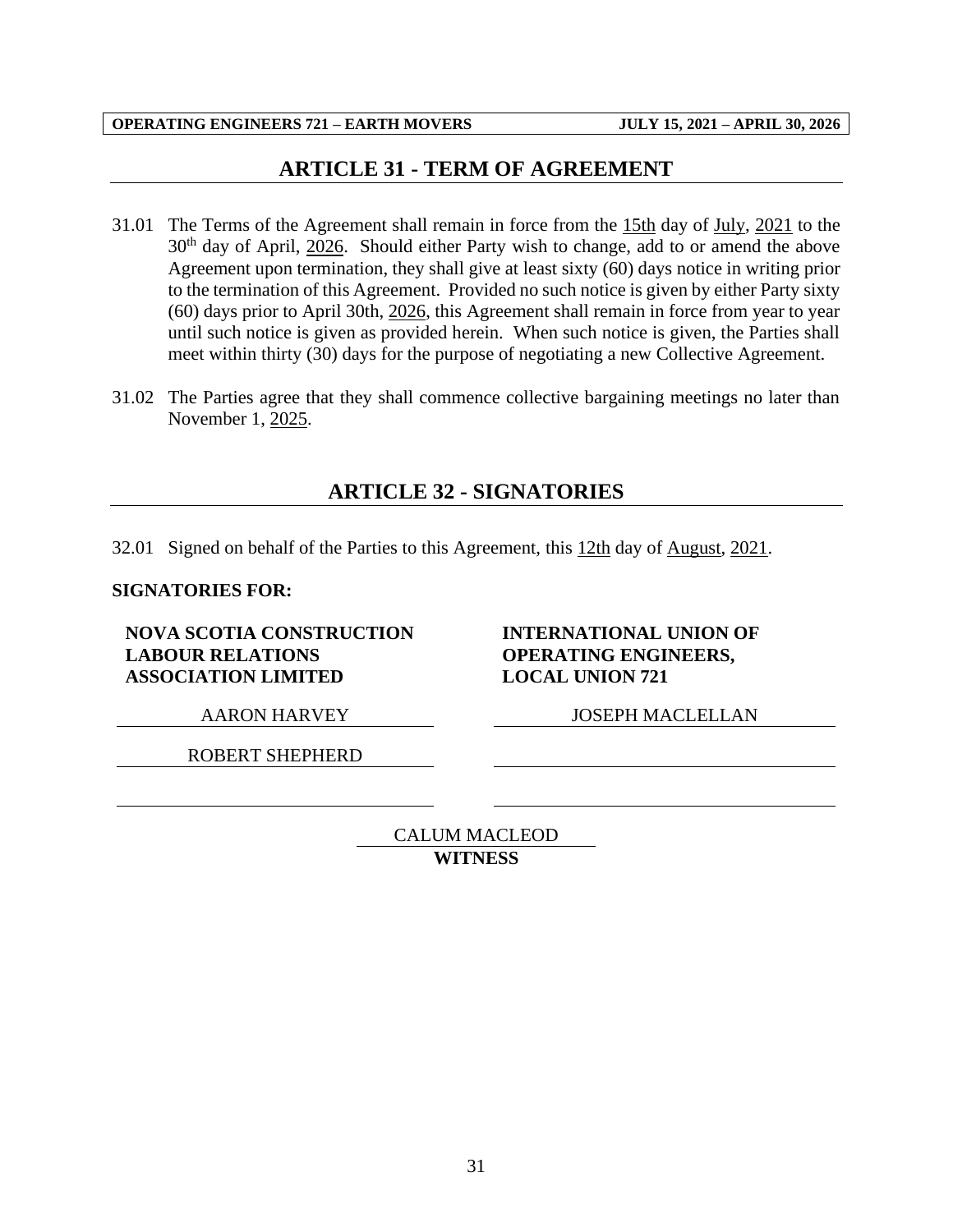## ARTICLE 31 - TERM OF AGREEMENT

31.01 The Terms of the Agreement shall remain in force from the 15th day of July, 2021 to the 30th day of April, 2026. Should either Party wish to change, add to or amend the above Agreement upon termination, they shall give at least sixty (60) days notice in writing prior to the termination of this Agreement. Provided no such notice is given by either Party sixty (60) days prior to April 30th, 2026, this Agreement shall remain in force from year to year until such notice is given as provided herein. When such notice is given, the Parties shall meet within thirty (30) days for the purpose of negotiating a new Collective Agreement.

31.02 The Parties agree that they shall commence collective bargaining meetings no later than November 1, 2025.

## ARTICLE 32 - SIGNATORIES

32.01 Signed on behalf of the Parties to this Agreement, this 12th day of August, 2021.

**SIGNATORIES FOR:**

| **NOVA SCOTIA CONSTRUCTION LABOUR RELATIONS ASSOCIATION LIMITED** | **INTERNATIONAL UNION OF OPERATING ENGINEERS, LOCAL UNION 721** |
|---|---|
| AARON HARVEY | JOSEPH MACLELLAN |
| ROBERT SHEPHERD | |
| | |

CALUM MACLEOD
**WITNESS**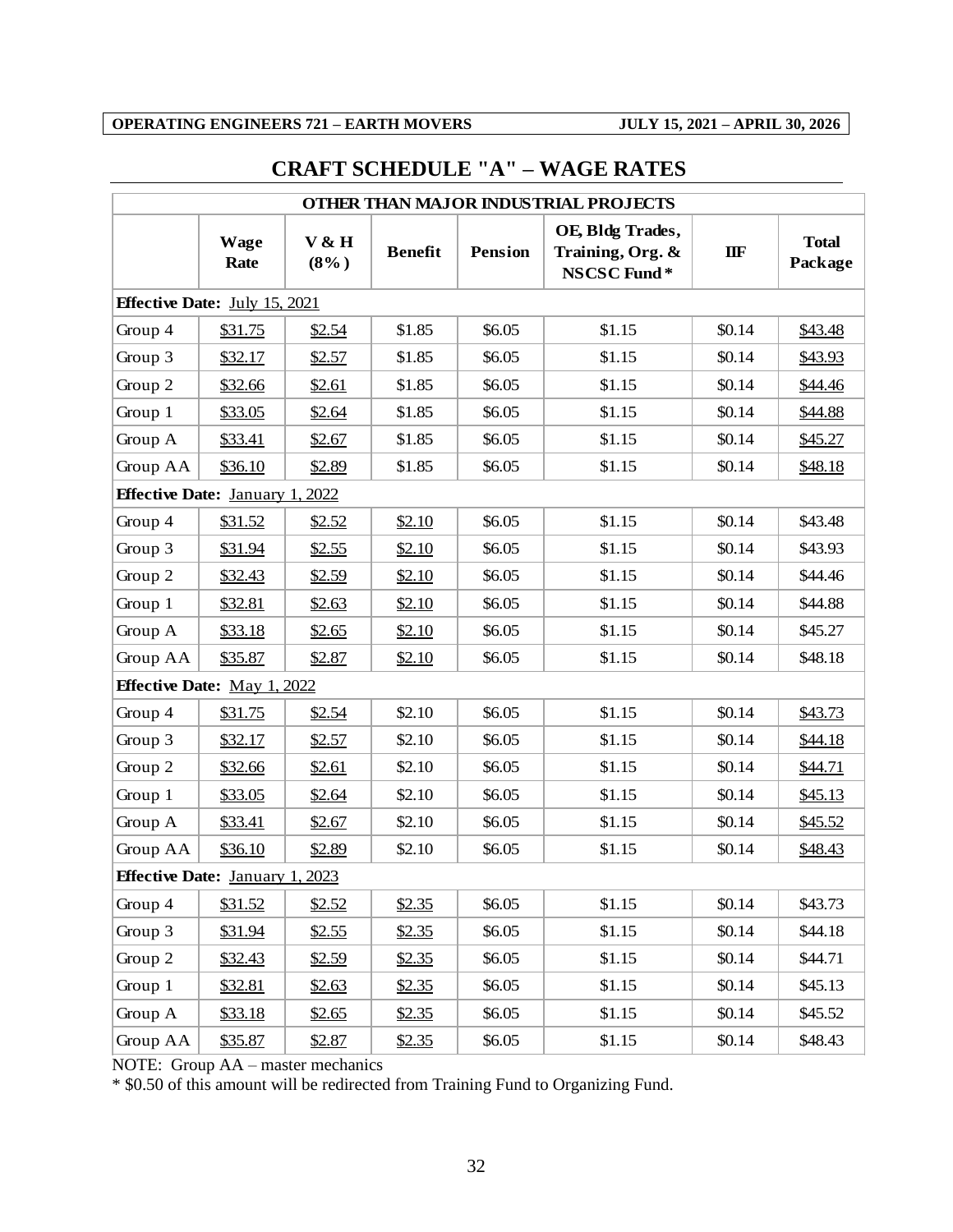**OPERATING ENGINEERS 721 – EARTH MOVERS** **JULY 15, 2021 – APRIL 30, 2026**

# CRAFT SCHEDULE "A" – WAGE RATES

| OTHER THAN MAJOR INDUSTRIAL PROJECTS | | | | | | | |
|---|---|---|---|---|---|---|---|
| | **Wage Rate** | **V & H (8%)** | **Benefit** | **Pension** | **OE, Bldg Trades, Training, Org. & NSCSC Fund*** | **IIF** | **Total Package** |
| **Effective Date:** July 15, 2021 | | | | | | | |
| Group 4 | $31.75 | $2.54 | $1.85 | $6.05 | $1.15 | $0.14 | $43.48 |
| Group 3 | $32.17 | $2.57 | $1.85 | $6.05 | $1.15 | $0.14 | $43.93 |
| Group 2 | $32.66 | $2.61 | $1.85 | $6.05 | $1.15 | $0.14 | $44.46 |
| Group 1 | $33.05 | $2.64 | $1.85 | $6.05 | $1.15 | $0.14 | $44.88 |
| Group A | $33.41 | $2.67 | $1.85 | $6.05 | $1.15 | $0.14 | $45.27 |
| Group AA | $36.10 | $2.89 | $1.85 | $6.05 | $1.15 | $0.14 | $48.18 |
| **Effective Date:** January 1, 2022 | | | | | | | |
| Group 4 | $31.52 | $2.52 | $2.10 | $6.05 | $1.15 | $0.14 | $43.48 |
| Group 3 | $31.94 | $2.55 | $2.10 | $6.05 | $1.15 | $0.14 | $43.93 |
| Group 2 | $32.43 | $2.59 | $2.10 | $6.05 | $1.15 | $0.14 | $44.46 |
| Group 1 | $32.81 | $2.63 | $2.10 | $6.05 | $1.15 | $0.14 | $44.88 |
| Group A | $33.18 | $2.65 | $2.10 | $6.05 | $1.15 | $0.14 | $45.27 |
| Group AA | $35.87 | $2.87 | $2.10 | $6.05 | $1.15 | $0.14 | $48.18 |
| **Effective Date:** May 1, 2022 | | | | | | | |
| Group 4 | $31.75 | $2.54 | $2.10 | $6.05 | $1.15 | $0.14 | $43.73 |
| Group 3 | $32.17 | $2.57 | $2.10 | $6.05 | $1.15 | $0.14 | $44.18 |
| Group 2 | $32.66 | $2.61 | $2.10 | $6.05 | $1.15 | $0.14 | $44.71 |
| Group 1 | $33.05 | $2.64 | $2.10 | $6.05 | $1.15 | $0.14 | $45.13 |
| Group A | $33.41 | $2.67 | $2.10 | $6.05 | $1.15 | $0.14 | $45.52 |
| Group AA | $36.10 | $2.89 | $2.10 | $6.05 | $1.15 | $0.14 | $48.43 |
| **Effective Date:** January 1, 2023 | | | | | | | |
| Group 4 | $31.52 | $2.52 | $2.35 | $6.05 | $1.15 | $0.14 | $43.73 |
| Group 3 | $31.94 | $2.55 | $2.35 | $6.05 | $1.15 | $0.14 | $44.18 |
| Group 2 | $32.43 | $2.59 | $2.35 | $6.05 | $1.15 | $0.14 | $44.71 |
| Group 1 | $32.81 | $2.63 | $2.35 | $6.05 | $1.15 | $0.14 | $45.13 |
| Group A | $33.18 | $2.65 | $2.35 | $6.05 | $1.15 | $0.14 | $45.52 |
| Group AA | $35.87 | $2.87 | $2.35 | $6.05 | $1.15 | $0.14 | $48.43 |

NOTE: Group AA – master mechanics

* $0.50 of this amount will be redirected from Training Fund to Organizing Fund.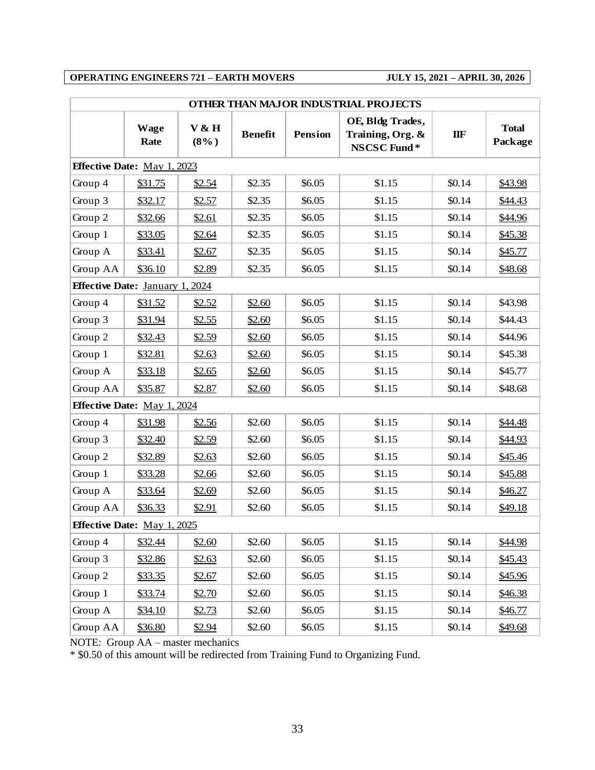**OPERATING ENGINEERS 721 – EARTH MOVERS JULY 15, 2021 – APRIL 30, 2026**

| OTHER THAN MAJOR INDUSTRIAL PROJECTS | | | | | | | |
|---|---|---|---|---|---|---|---|
| | **Wage Rate** | **V & H (8%)** | **Benefit** | **Pension** | **OE, Bldg Trades, Training, Org. & NSCSC Fund*** | **IIF** | **Total Package** |
| **Effective Date:** May 1, 2023 | | | | | | | |
| Group 4 | $31.75 | $2.54 | $2.35 | $6.05 | $1.15 | $0.14 | $43.98 |
| Group 3 | $32.17 | $2.57 | $2.35 | $6.05 | $1.15 | $0.14 | $44.43 |
| Group 2 | $32.66 | $2.61 | $2.35 | $6.05 | $1.15 | $0.14 | $44.96 |
| Group 1 | $33.05 | $2.64 | $2.35 | $6.05 | $1.15 | $0.14 | $45.38 |
| Group A | $33.41 | $2.67 | $2.35 | $6.05 | $1.15 | $0.14 | $45.77 |
| Group AA | $36.10 | $2.89 | $2.35 | $6.05 | $1.15 | $0.14 | $48.68 |
| **Effective Date:** January 1, 2024 | | | | | | | |
| Group 4 | $31.52 | $2.52 | $2.60 | $6.05 | $1.15 | $0.14 | $43.98 |
| Group 3 | $31.94 | $2.55 | $2.60 | $6.05 | $1.15 | $0.14 | $44.43 |
| Group 2 | $32.43 | $2.59 | $2.60 | $6.05 | $1.15 | $0.14 | $44.96 |
| Group 1 | $32.81 | $2.63 | $2.60 | $6.05 | $1.15 | $0.14 | $45.38 |
| Group A | $33.18 | $2.65 | $2.60 | $6.05 | $1.15 | $0.14 | $45.77 |
| Group AA | $35.87 | $2.87 | $2.60 | $6.05 | $1.15 | $0.14 | $48.68 |
| **Effective Date:** May 1, 2024 | | | | | | | |
| Group 4 | $31.98 | $2.56 | $2.60 | $6.05 | $1.15 | $0.14 | $44.48 |
| Group 3 | $32.40 | $2.59 | $2.60 | $6.05 | $1.15 | $0.14 | $44.93 |
| Group 2 | $32.89 | $2.63 | $2.60 | $6.05 | $1.15 | $0.14 | $45.46 |
| Group 1 | $33.28 | $2.66 | $2.60 | $6.05 | $1.15 | $0.14 | $45.88 |
| Group A | $33.64 | $2.69 | $2.60 | $6.05 | $1.15 | $0.14 | $46.27 |
| Group AA | $36.33 | $2.91 | $2.60 | $6.05 | $1.15 | $0.14 | $49.18 |
| **Effective Date:** May 1, 2025 | | | | | | | |
| Group 4 | $32.44 | $2.60 | $2.60 | $6.05 | $1.15 | $0.14 | $44.98 |
| Group 3 | $32.86 | $2.63 | $2.60 | $6.05 | $1.15 | $0.14 | $45.43 |
| Group 2 | $33.35 | $2.67 | $2.60 | $6.05 | $1.15 | $0.14 | $45.96 |
| Group 1 | $33.74 | $2.70 | $2.60 | $6.05 | $1.15 | $0.14 | $46.38 |
| Group A | $34.10 | $2.73 | $2.60 | $6.05 | $1.15 | $0.14 | $46.77 |
| Group AA | $36.80 | $2.94 | $2.60 | $6.05 | $1.15 | $0.14 | $49.68 |

NOTE: Group AA – master mechanics

* $0.50 of this amount will be redirected from Training Fund to Organizing Fund.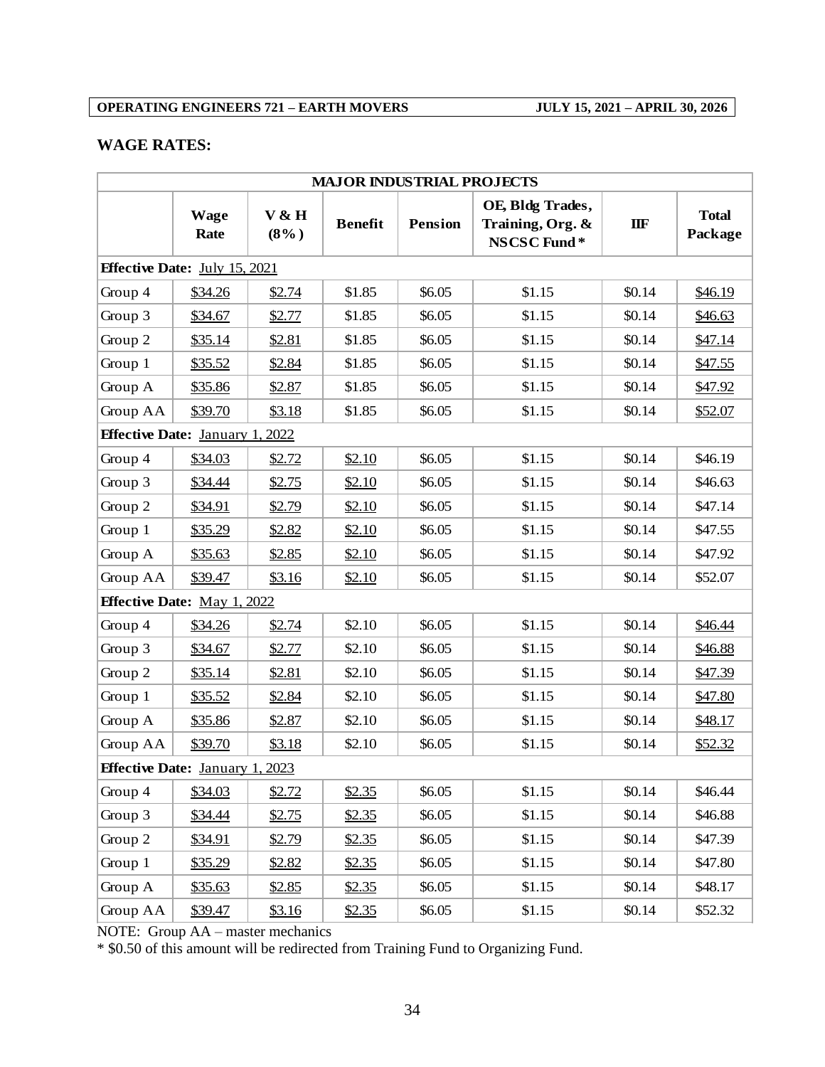**OPERATING ENGINEERS 721 – EARTH MOVERS** **JULY 15, 2021 – APRIL 30, 2026**

## WAGE RATES:

| MAJOR INDUSTRIAL PROJECTS | | | | | | | |
|---|---|---|---|---|---|---|---|
| | **Wage Rate** | **V & H (8%)** | **Benefit** | **Pension** | **OE, Bldg Trades, Training, Org. & NSCSC Fund*** | **IIF** | **Total Package** |
| **Effective Date:** July 15, 2021 | | | | | | | |
| Group 4 | $34.26 | $2.74 | $1.85 | $6.05 | $1.15 | $0.14 | $46.19 |
| Group 3 | $34.67 | $2.77 | $1.85 | $6.05 | $1.15 | $0.14 | $46.63 |
| Group 2 | $35.14 | $2.81 | $1.85 | $6.05 | $1.15 | $0.14 | $47.14 |
| Group 1 | $35.52 | $2.84 | $1.85 | $6.05 | $1.15 | $0.14 | $47.55 |
| Group A | $35.86 | $2.87 | $1.85 | $6.05 | $1.15 | $0.14 | $47.92 |
| Group AA | $39.70 | $3.18 | $1.85 | $6.05 | $1.15 | $0.14 | $52.07 |
| **Effective Date:** January 1, 2022 | | | | | | | |
| Group 4 | $34.03 | $2.72 | $2.10 | $6.05 | $1.15 | $0.14 | $46.19 |
| Group 3 | $34.44 | $2.75 | $2.10 | $6.05 | $1.15 | $0.14 | $46.63 |
| Group 2 | $34.91 | $2.79 | $2.10 | $6.05 | $1.15 | $0.14 | $47.14 |
| Group 1 | $35.29 | $2.82 | $2.10 | $6.05 | $1.15 | $0.14 | $47.55 |
| Group A | $35.63 | $2.85 | $2.10 | $6.05 | $1.15 | $0.14 | $47.92 |
| Group AA | $39.47 | $3.16 | $2.10 | $6.05 | $1.15 | $0.14 | $52.07 |
| **Effective Date:** May 1, 2022 | | | | | | | |
| Group 4 | $34.26 | $2.74 | $2.10 | $6.05 | $1.15 | $0.14 | $46.44 |
| Group 3 | $34.67 | $2.77 | $2.10 | $6.05 | $1.15 | $0.14 | $46.88 |
| Group 2 | $35.14 | $2.81 | $2.10 | $6.05 | $1.15 | $0.14 | $47.39 |
| Group 1 | $35.52 | $2.84 | $2.10 | $6.05 | $1.15 | $0.14 | $47.80 |
| Group A | $35.86 | $2.87 | $2.10 | $6.05 | $1.15 | $0.14 | $48.17 |
| Group AA | $39.70 | $3.18 | $2.10 | $6.05 | $1.15 | $0.14 | $52.32 |
| **Effective Date:** January 1, 2023 | | | | | | | |
| Group 4 | $34.03 | $2.72 | $2.35 | $6.05 | $1.15 | $0.14 | $46.44 |
| Group 3 | $34.44 | $2.75 | $2.35 | $6.05 | $1.15 | $0.14 | $46.88 |
| Group 2 | $34.91 | $2.79 | $2.35 | $6.05 | $1.15 | $0.14 | $47.39 |
| Group 1 | $35.29 | $2.82 | $2.35 | $6.05 | $1.15 | $0.14 | $47.80 |
| Group A | $35.63 | $2.85 | $2.35 | $6.05 | $1.15 | $0.14 | $48.17 |
| Group AA | $39.47 | $3.16 | $2.35 | $6.05 | $1.15 | $0.14 | $52.32 |

NOTE: Group AA – master mechanics

* $0.50 of this amount will be redirected from Training Fund to Organizing Fund.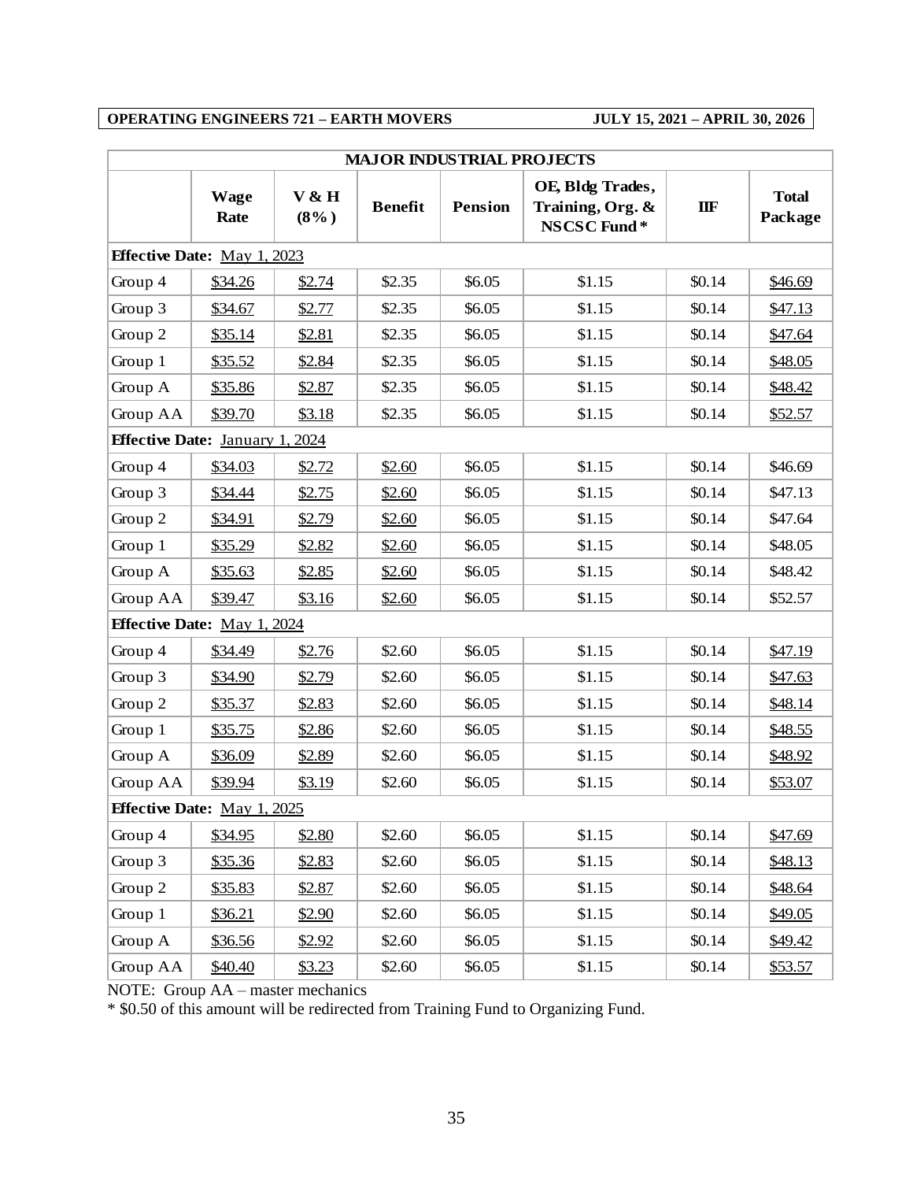**OPERATING ENGINEERS 721 – EARTH MOVERS JULY 15, 2021 – APRIL 30, 2026**

| MAJOR INDUSTRIAL PROJECTS | | | | | | | |
|---|---|---|---|---|---|---|---|
| | **Wage Rate** | **V & H (8%)** | **Benefit** | **Pension** | **OE, Bldg Trades, Training, Org. & NSCSC Fund*** | **IIF** | **Total Package** |
| **Effective Date:** May 1, 2023 | | | | | | | |
| Group 4 | $34.26 | $2.74 | $2.35 | $6.05 | $1.15 | $0.14 | $46.69 |
| Group 3 | $34.67 | $2.77 | $2.35 | $6.05 | $1.15 | $0.14 | $47.13 |
| Group 2 | $35.14 | $2.81 | $2.35 | $6.05 | $1.15 | $0.14 | $47.64 |
| Group 1 | $35.52 | $2.84 | $2.35 | $6.05 | $1.15 | $0.14 | $48.05 |
| Group A | $35.86 | $2.87 | $2.35 | $6.05 | $1.15 | $0.14 | $48.42 |
| Group AA | $39.70 | $3.18 | $2.35 | $6.05 | $1.15 | $0.14 | $52.57 |
| **Effective Date:** January 1, 2024 | | | | | | | |
| Group 4 | $34.03 | $2.72 | $2.60 | $6.05 | $1.15 | $0.14 | $46.69 |
| Group 3 | $34.44 | $2.75 | $2.60 | $6.05 | $1.15 | $0.14 | $47.13 |
| Group 2 | $34.91 | $2.79 | $2.60 | $6.05 | $1.15 | $0.14 | $47.64 |
| Group 1 | $35.29 | $2.82 | $2.60 | $6.05 | $1.15 | $0.14 | $48.05 |
| Group A | $35.63 | $2.85 | $2.60 | $6.05 | $1.15 | $0.14 | $48.42 |
| Group AA | $39.47 | $3.16 | $2.60 | $6.05 | $1.15 | $0.14 | $52.57 |
| **Effective Date:** May 1, 2024 | | | | | | | |
| Group 4 | $34.49 | $2.76 | $2.60 | $6.05 | $1.15 | $0.14 | $47.19 |
| Group 3 | $34.90 | $2.79 | $2.60 | $6.05 | $1.15 | $0.14 | $47.63 |
| Group 2 | $35.37 | $2.83 | $2.60 | $6.05 | $1.15 | $0.14 | $48.14 |
| Group 1 | $35.75 | $2.86 | $2.60 | $6.05 | $1.15 | $0.14 | $48.55 |
| Group A | $36.09 | $2.89 | $2.60 | $6.05 | $1.15 | $0.14 | $48.92 |
| Group AA | $39.94 | $3.19 | $2.60 | $6.05 | $1.15 | $0.14 | $53.07 |
| **Effective Date:** May 1, 2025 | | | | | | | |
| Group 4 | $34.95 | $2.80 | $2.60 | $6.05 | $1.15 | $0.14 | $47.69 |
| Group 3 | $35.36 | $2.83 | $2.60 | $6.05 | $1.15 | $0.14 | $48.13 |
| Group 2 | $35.83 | $2.87 | $2.60 | $6.05 | $1.15 | $0.14 | $48.64 |
| Group 1 | $36.21 | $2.90 | $2.60 | $6.05 | $1.15 | $0.14 | $49.05 |
| Group A | $36.56 | $2.92 | $2.60 | $6.05 | $1.15 | $0.14 | $49.42 |
| Group AA | $40.40 | $3.23 | $2.60 | $6.05 | $1.15 | $0.14 | $53.57 |

NOTE: Group AA – master mechanics

* $0.50 of this amount will be redirected from Training Fund to Organizing Fund.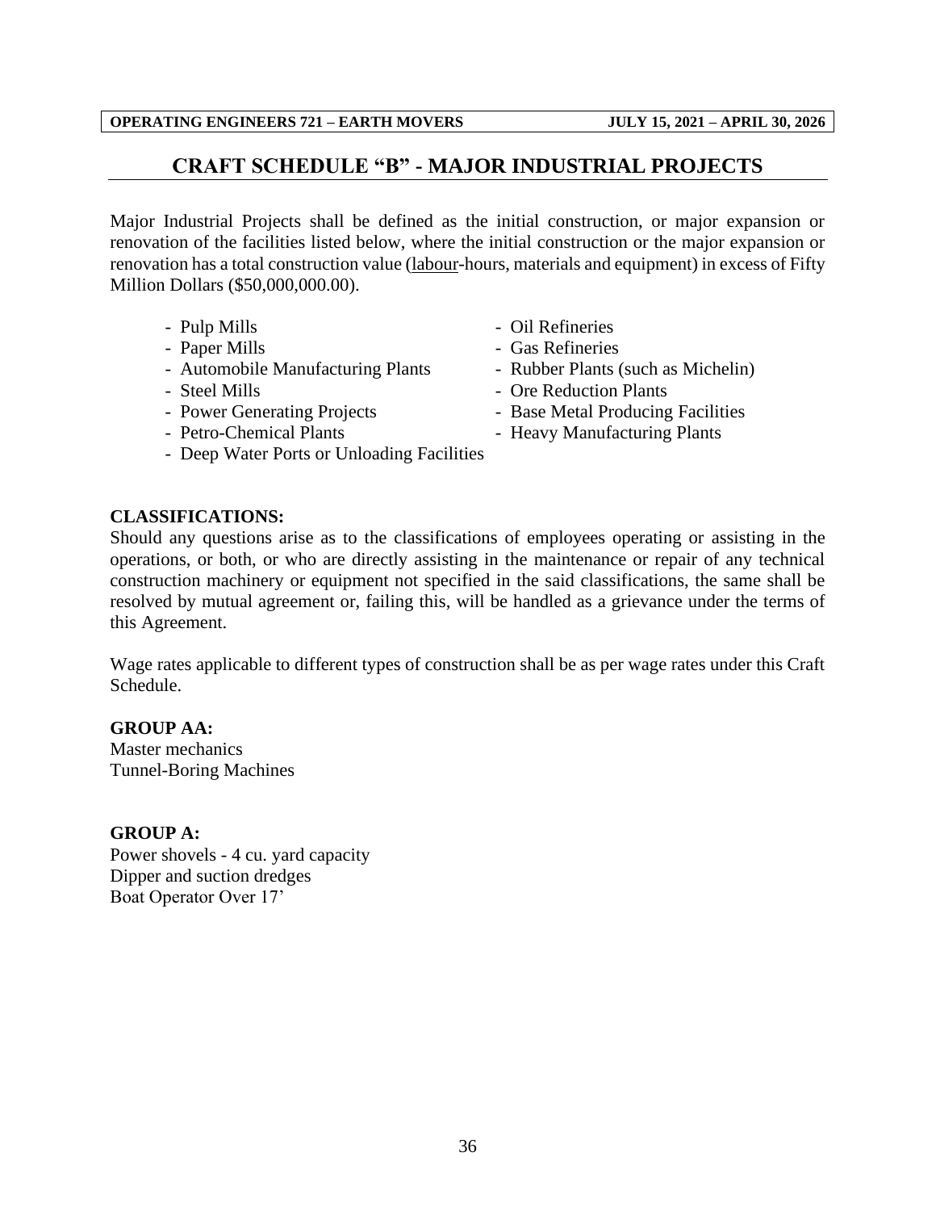# CRAFT SCHEDULE "B" - MAJOR INDUSTRIAL PROJECTS

Major Industrial Projects shall be defined as the initial construction, or major expansion or renovation of the facilities listed below, where the initial construction or the major expansion or renovation has a total construction value (labour-hours, materials and equipment) in excess of Fifty Million Dollars ($50,000,000.00).

- Pulp Mills
- Paper Mills
- Automobile Manufacturing Plants
- Steel Mills
- Power Generating Projects
- Petro-Chemical Plants
- Deep Water Ports or Unloading Facilities
- Oil Refineries
- Gas Refineries
- Rubber Plants (such as Michelin)
- Ore Reduction Plants
- Base Metal Producing Facilities
- Heavy Manufacturing Plants

**CLASSIFICATIONS:**
Should any questions arise as to the classifications of employees operating or assisting in the operations, or both, or who are directly assisting in the maintenance or repair of any technical construction machinery or equipment not specified in the said classifications, the same shall be resolved by mutual agreement or, failing this, will be handled as a grievance under the terms of this Agreement.

Wage rates applicable to different types of construction shall be as per wage rates under this Craft Schedule.

**GROUP AA:**
Master mechanics
Tunnel-Boring Machines

**GROUP A:**
Power shovels - 4 cu. yard capacity
Dipper and suction dredges
Boat Operator Over 17'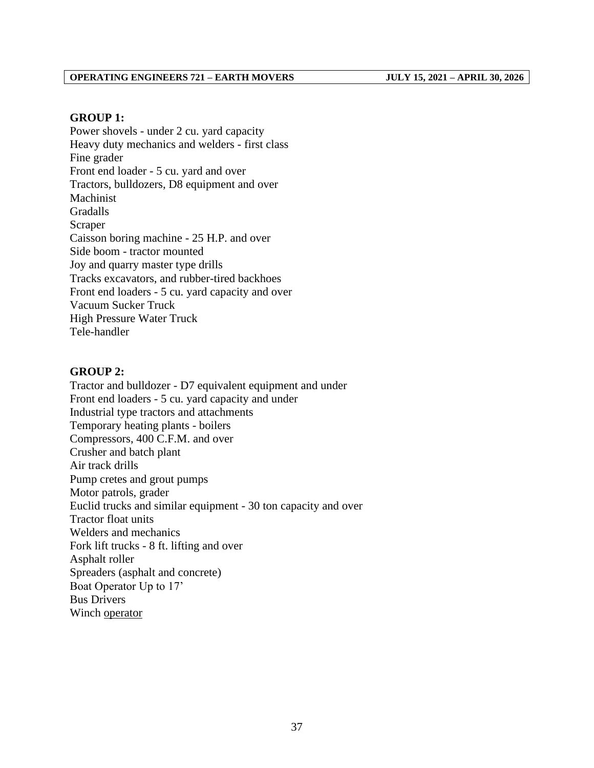**GROUP 1:**

Power shovels - under 2 cu. yard capacity
Heavy duty mechanics and welders - first class
Fine grader
Front end loader - 5 cu. yard and over
Tractors, bulldozers, D8 equipment and over
Machinist
Gradalls
Scraper
Caisson boring machine - 25 H.P. and over
Side boom - tractor mounted
Joy and quarry master type drills
Tracks excavators, and rubber-tired backhoes
Front end loaders - 5 cu. yard capacity and over
Vacuum Sucker Truck
High Pressure Water Truck
Tele-handler

**GROUP 2:**

Tractor and bulldozer - D7 equivalent equipment and under
Front end loaders - 5 cu. yard capacity and under
Industrial type tractors and attachments
Temporary heating plants - boilers
Compressors, 400 C.F.M. and over
Crusher and batch plant
Air track drills
Pump cretes and grout pumps
Motor patrols, grader
Euclid trucks and similar equipment - 30 ton capacity and over
Tractor float units
Welders and mechanics
Fork lift trucks - 8 ft. lifting and over
Asphalt roller
Spreaders (asphalt and concrete)
Boat Operator Up to 17'
Bus Drivers
Winch operator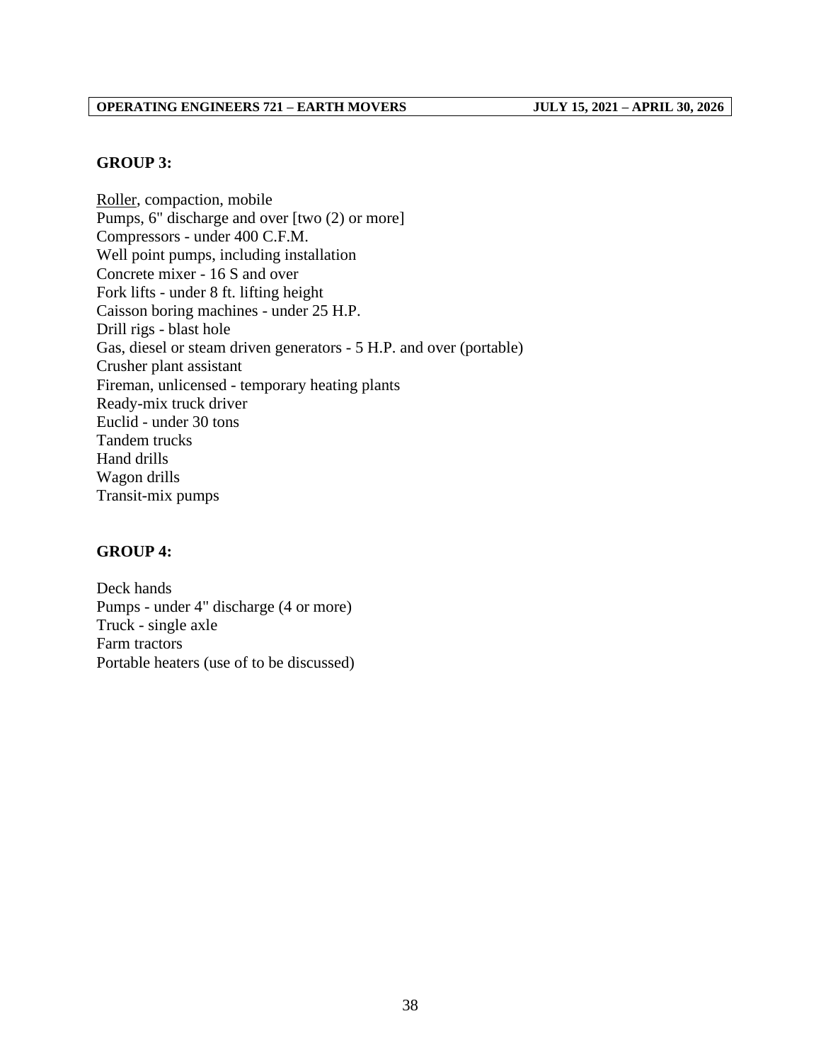**GROUP 3:**

Roller, compaction, mobile
Pumps, 6" discharge and over [two (2) or more]
Compressors - under 400 C.F.M.
Well point pumps, including installation
Concrete mixer - 16 S and over
Fork lifts - under 8 ft. lifting height
Caisson boring machines - under 25 H.P.
Drill rigs - blast hole
Gas, diesel or steam driven generators - 5 H.P. and over (portable)
Crusher plant assistant
Fireman, unlicensed - temporary heating plants
Ready-mix truck driver
Euclid - under 30 tons
Tandem trucks
Hand drills
Wagon drills
Transit-mix pumps

**GROUP 4:**

Deck hands
Pumps - under 4" discharge (4 or more)
Truck - single axle
Farm tractors
Portable heaters (use of to be discussed)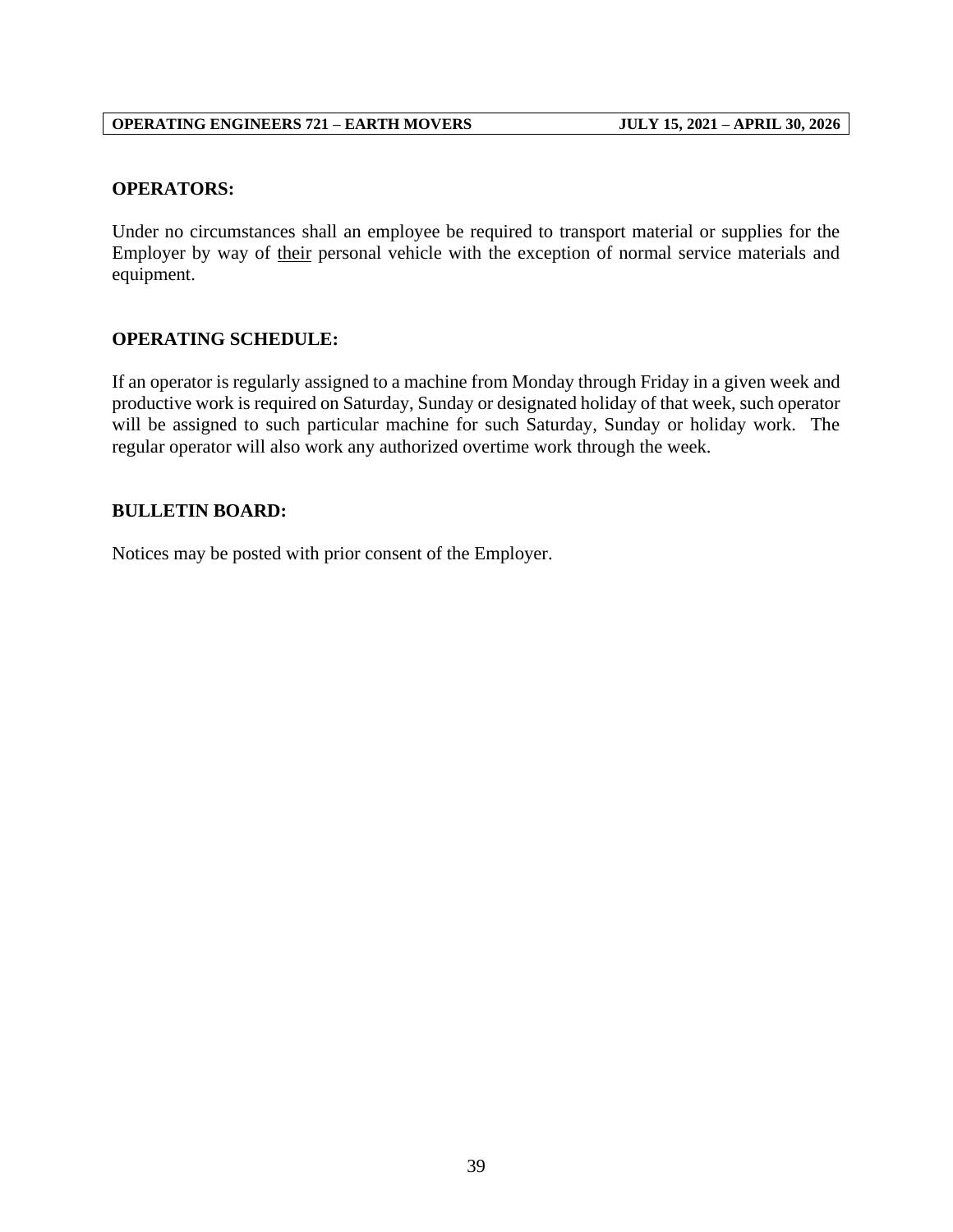## OPERATORS:

Under no circumstances shall an employee be required to transport material or supplies for the Employer by way of their personal vehicle with the exception of normal service materials and equipment.

## OPERATING SCHEDULE:

If an operator is regularly assigned to a machine from Monday through Friday in a given week and productive work is required on Saturday, Sunday or designated holiday of that week, such operator will be assigned to such particular machine for such Saturday, Sunday or holiday work. The regular operator will also work any authorized overtime work through the week.

## BULLETIN BOARD:

Notices may be posted with prior consent of the Employer.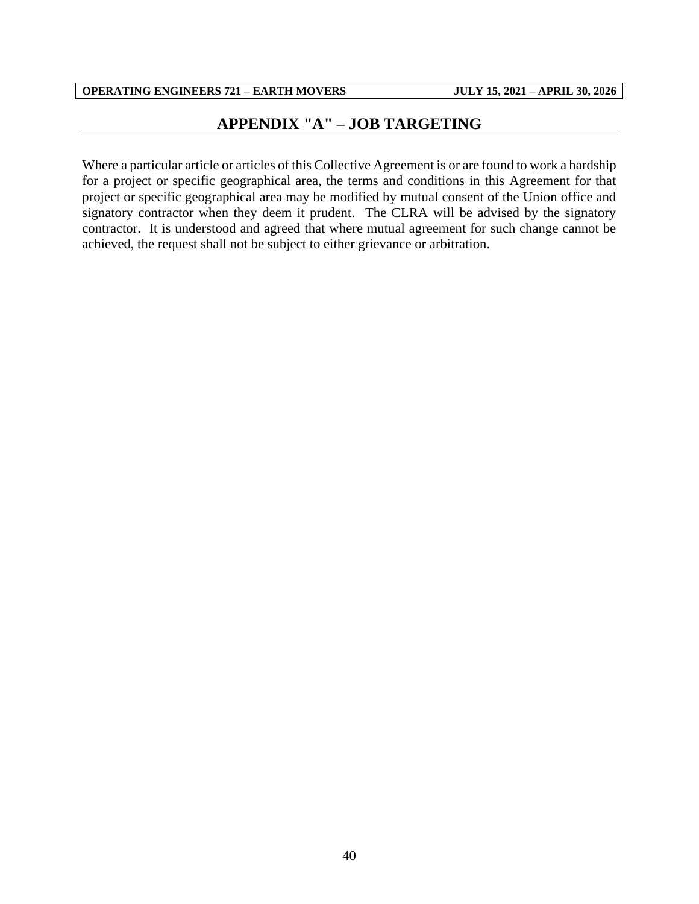# APPENDIX "A" – JOB TARGETING

Where a particular article or articles of this Collective Agreement is or are found to work a hardship for a project or specific geographical area, the terms and conditions in this Agreement for that project or specific geographical area may be modified by mutual consent of the Union office and signatory contractor when they deem it prudent. The CLRA will be advised by the signatory contractor. It is understood and agreed that where mutual agreement for such change cannot be achieved, the request shall not be subject to either grievance or arbitration.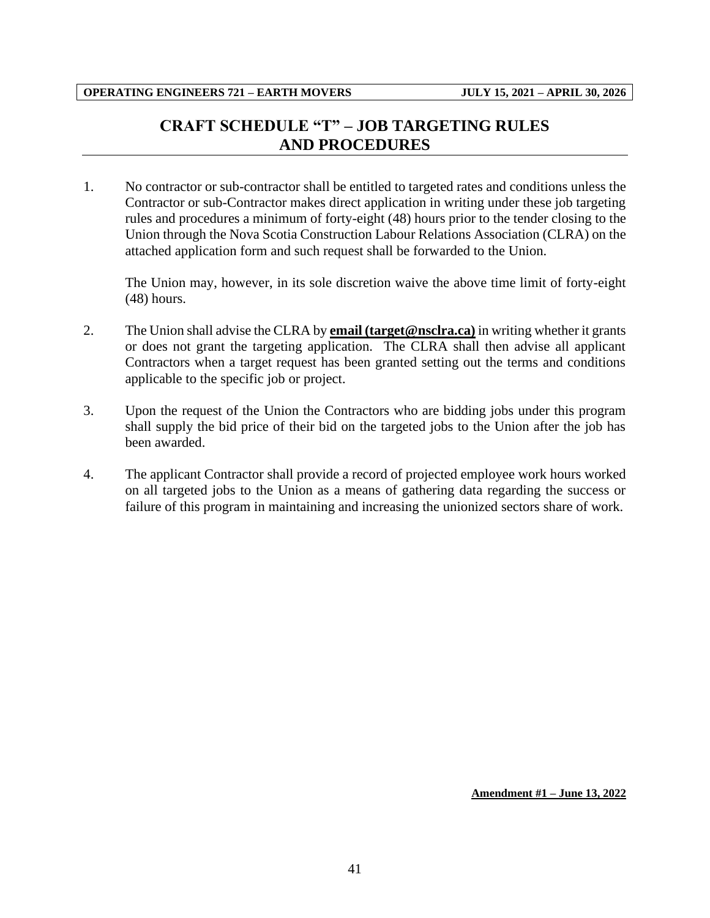# CRAFT SCHEDULE "T" – JOB TARGETING RULES AND PROCEDURES

1. No contractor or sub-contractor shall be entitled to targeted rates and conditions unless the Contractor or sub-Contractor makes direct application in writing under these job targeting rules and procedures a minimum of forty-eight (48) hours prior to the tender closing to the Union through the Nova Scotia Construction Labour Relations Association (CLRA) on the attached application form and such request shall be forwarded to the Union.

   The Union may, however, in its sole discretion waive the above time limit of forty-eight (48) hours.

2. The Union shall advise the CLRA by **email (target@nsclra.ca)** in writing whether it grants or does not grant the targeting application. The CLRA shall then advise all applicant Contractors when a target request has been granted setting out the terms and conditions applicable to the specific job or project.

3. Upon the request of the Union the Contractors who are bidding jobs under this program shall supply the bid price of their bid on the targeted jobs to the Union after the job has been awarded.

4. The applicant Contractor shall provide a record of projected employee work hours worked on all targeted jobs to the Union as a means of gathering data regarding the success or failure of this program in maintaining and increasing the unionized sectors share of work.

**Amendment #1 – June 13, 2022**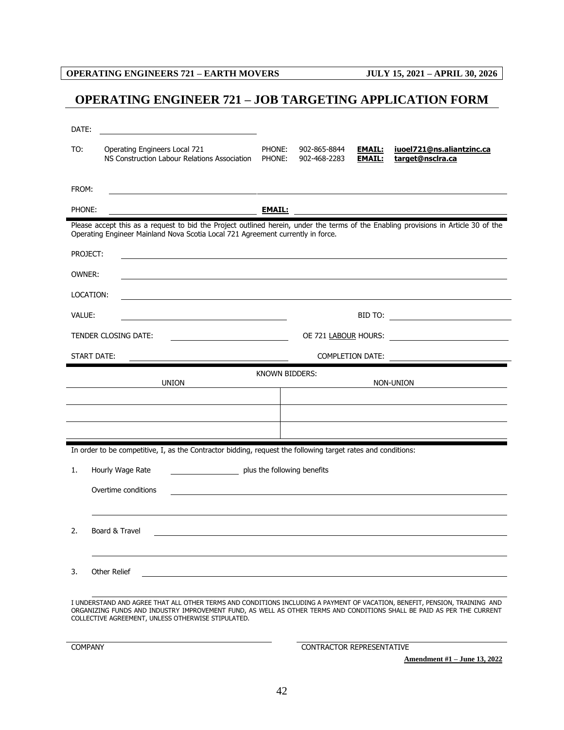# OPERATING ENGINEER 721 – JOB TARGETING APPLICATION FORM

DATE: ____________________

| TO: | Operating Engineers Local 721 | PHONE: 902-865-8844 | **EMAIL:** **iuoel721@ns.aliantzinc.ca** |
|---|---|---|---|
| | NS Construction Labour Relations Association | PHONE: 902-468-2283 | **EMAIL:** **target@nsclra.ca** |

FROM: ____________________

PHONE: ____________________ **EMAIL:** ____________________

Please accept this as a request to bid the Project outlined herein, under the terms of the Enabling provisions in Article 30 of the Operating Engineer Mainland Nova Scotia Local 721 Agreement currently in force.

PROJECT: ____________________

OWNER: ____________________

LOCATION: ____________________

VALUE: ____________________ BID TO: ____________________

TENDER CLOSING DATE: ____________________ OE 721 LABOUR HOURS: ____________________

START DATE: ____________________ COMPLETION DATE: ____________________

KNOWN BIDDERS:

| UNION | NON-UNION |
|---|---|
| | |
| | |
| | |

In order to be competitive, I, as the Contractor bidding, request the following target rates and conditions:

1. Hourly Wage Rate ____________ plus the following benefits

   Overtime conditions ____________________

2. Board & Travel ____________________

3. Other Relief ____________________

I UNDERSTAND AND AGREE THAT ALL OTHER TERMS AND CONDITIONS INCLUDING A PAYMENT OF VACATION, BENEFIT, PENSION, TRAINING AND ORGANIZING FUNDS AND INDUSTRY IMPROVEMENT FUND, AS WELL AS OTHER TERMS AND CONDITIONS SHALL BE PAID AS PER THE CURRENT COLLECTIVE AGREEMENT, UNLESS OTHERWISE STIPULATED.

____________________ ____________________

COMPANY CONTRACTOR REPRESENTATIVE

**Amendment #1 – June 13, 2022**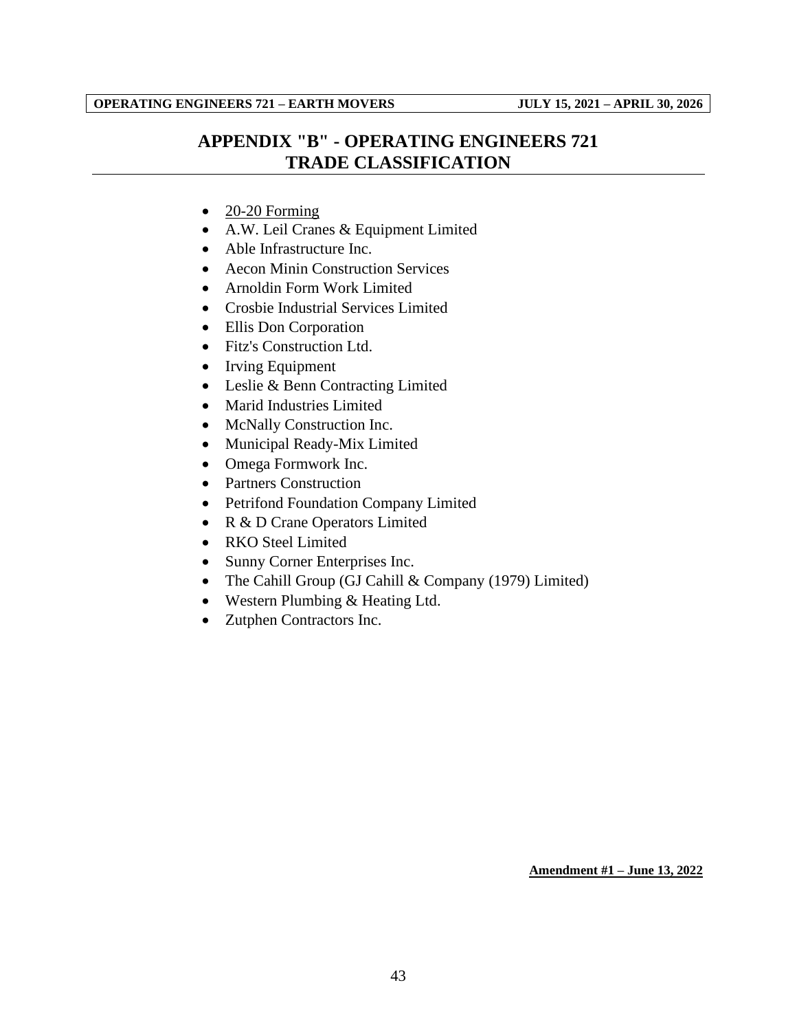# APPENDIX "B" - OPERATING ENGINEERS 721 TRADE CLASSIFICATION

- 20-20 Forming
- A.W. Leil Cranes & Equipment Limited
- Able Infrastructure Inc.
- Aecon Minin Construction Services
- Arnoldin Form Work Limited
- Crosbie Industrial Services Limited
- Ellis Don Corporation
- Fitz's Construction Ltd.
- Irving Equipment
- Leslie & Benn Contracting Limited
- Marid Industries Limited
- McNally Construction Inc.
- Municipal Ready-Mix Limited
- Omega Formwork Inc.
- Partners Construction
- Petrifond Foundation Company Limited
- R & D Crane Operators Limited
- RKO Steel Limited
- Sunny Corner Enterprises Inc.
- The Cahill Group (GJ Cahill & Company (1979) Limited)
- Western Plumbing & Heating Ltd.
- Zutphen Contractors Inc.

**Amendment #1 – June 13, 2022**